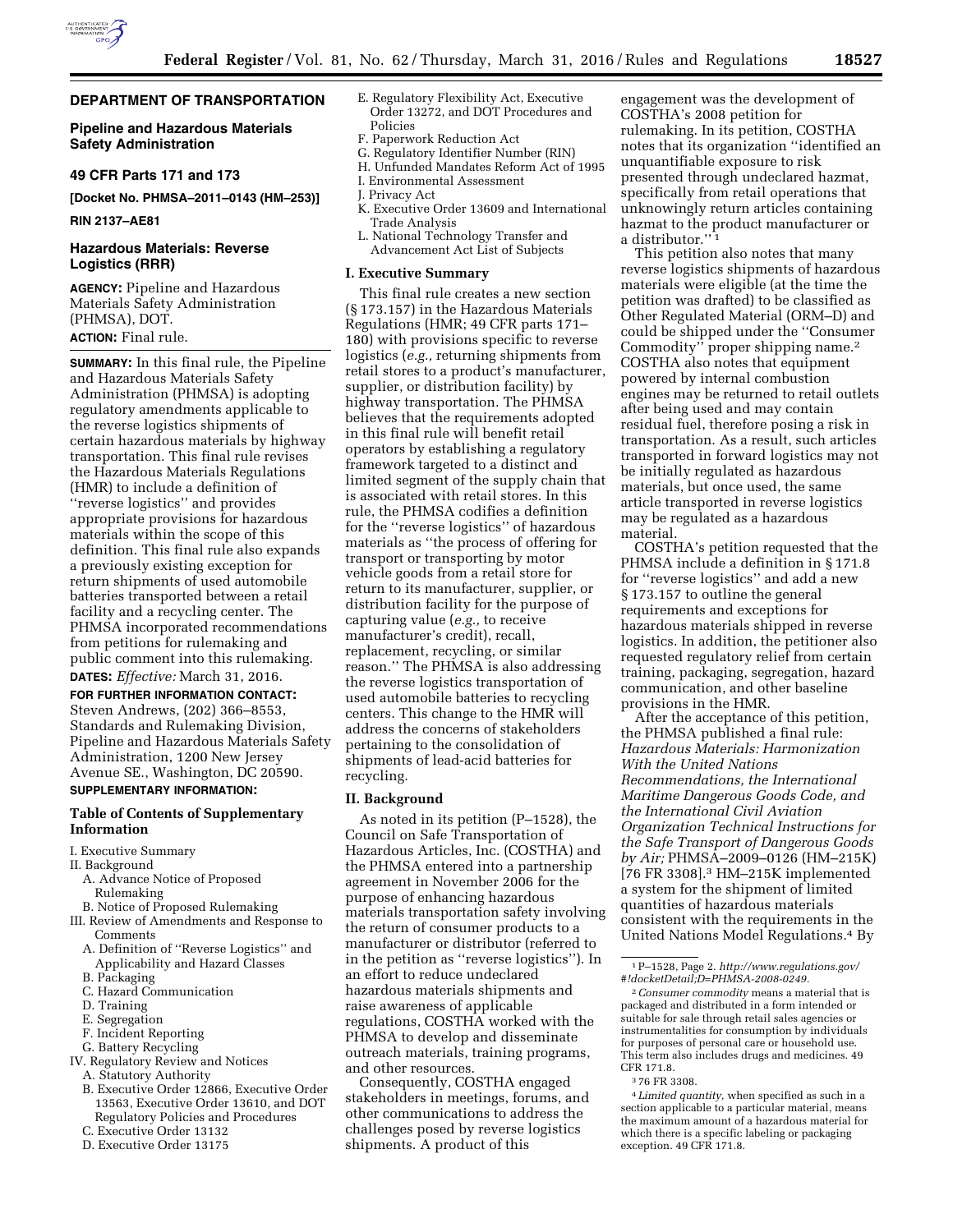## DEPARTMENT OF TRANSPORTATION

### Pipeline and Hazardous Materials Safety Administration

### 49 CFR Parts 171 and 173

**[Docket No. PHMSA–2011–0143 (HM–253)]**

**RIN 2137–AE81**

## Hazardous Materials: Reverse Logistics (RRR)

**AGENCY:** Pipeline and Hazardous Materials Safety Administration (PHMSA), DOT.

**ACTION:** Final rule.

**SUMMARY:** In this final rule, the Pipeline and Hazardous Materials Safety Administration (PHMSA) is adopting regulatory amendments applicable to the reverse logistics shipments of certain hazardous materials by highway transportation. This final rule revises the Hazardous Materials Regulations (HMR) to include a definition of ''reverse logistics'' and provides appropriate provisions for hazardous materials within the scope of this definition. This final rule also expands a previously existing exception for return shipments of used automobile batteries transported between a retail facility and a recycling center. The PHMSA incorporated recommendations from petitions for rulemaking and public comment into this rulemaking.

**DATES:** *Effective:* March 31, 2016.

**FOR FURTHER INFORMATION CONTACT:** Steven Andrews, (202) 366–8553, Standards and Rulemaking Division, Pipeline and Hazardous Materials Safety Administration, 1200 New Jersey Avenue SE., Washington, DC 20590.

**SUPPLEMENTARY INFORMATION:**

### Table of Contents of Supplementary Information

I. Executive Summary
II. Background
  A. Advance Notice of Proposed Rulemaking
  B. Notice of Proposed Rulemaking
III. Review of Amendments and Response to Comments
  A. Definition of ''Reverse Logistics'' and Applicability and Hazard Classes
  B. Packaging
  C. Hazard Communication
  D. Training
  E. Segregation
  F. Incident Reporting
  G. Battery Recycling
IV. Regulatory Review and Notices
  A. Statutory Authority
  B. Executive Order 12866, Executive Order 13563, Executive Order 13610, and DOT Regulatory Policies and Procedures
  C. Executive Order 13132
  D. Executive Order 13175
  E. Regulatory Flexibility Act, Executive Order 13272, and DOT Procedures and Policies
  F. Paperwork Reduction Act
  G. Regulatory Identifier Number (RIN)
  H. Unfunded Mandates Reform Act of 1995
  I. Environmental Assessment
  J. Privacy Act
  K. Executive Order 13609 and International Trade Analysis
  L. National Technology Transfer and Advancement Act List of Subjects

### I. Executive Summary

This final rule creates a new section (§ 173.157) in the Hazardous Materials Regulations (HMR; 49 CFR parts 171–180) with provisions specific to reverse logistics (*e.g.,* returning shipments from retail stores to a product's manufacturer, supplier, or distribution facility) by highway transportation. The PHMSA believes that the requirements adopted in this final rule will benefit retail operators by establishing a regulatory framework targeted to a distinct and limited segment of the supply chain that is associated with retail stores. In this rule, the PHMSA codifies a definition for the ''reverse logistics'' of hazardous materials as ''the process of offering for transport or transporting by motor vehicle goods from a retail store for return to its manufacturer, supplier, or distribution facility for the purpose of capturing value (*e.g.,* to receive manufacturer's credit), recall, replacement, recycling, or similar reason.'' The PHMSA is also addressing the reverse logistics transportation of used automobile batteries to recycling centers. This change to the HMR will address the concerns of stakeholders pertaining to the consolidation of shipments of lead-acid batteries for recycling.

### II. Background

As noted in its petition (P–1528), the Council on Safe Transportation of Hazardous Articles, Inc. (COSTHA) and the PHMSA entered into a partnership agreement in November 2006 for the purpose of enhancing hazardous materials transportation safety involving the return of consumer products to a manufacturer or distributor (referred to in the petition as ''reverse logistics''). In an effort to reduce undeclared hazardous materials shipments and raise awareness of applicable regulations, COSTHA worked with the PHMSA to develop and disseminate outreach materials, training programs, and other resources.

Consequently, COSTHA engaged stakeholders in meetings, forums, and other communications to address the challenges posed by reverse logistics shipments. A product of this engagement was the development of COSTHA's 2008 petition for rulemaking. In its petition, COSTHA notes that its organization ''identified an unquantifiable exposure to risk presented through undeclared hazmat, specifically from retail operations that unknowingly return articles containing hazmat to the product manufacturer or a distributor.'' [1]

This petition also notes that many reverse logistics shipments of hazardous materials were eligible (at the time the petition was drafted) to be classified as Other Regulated Material (ORM–D) and could be shipped under the ''Consumer Commodity'' proper shipping name.[2] COSTHA also notes that equipment powered by internal combustion engines may be returned to retail outlets after being used and may contain residual fuel, therefore posing a risk in transportation. As a result, such articles transported in forward logistics may not be initially regulated as hazardous materials, but once used, the same article transported in reverse logistics may be regulated as a hazardous material.

COSTHA's petition requested that the PHMSA include a definition in § 171.8 for ''reverse logistics'' and add a new § 173.157 to outline the general requirements and exceptions for hazardous materials shipped in reverse logistics. In addition, the petitioner also requested regulatory relief from certain training, packaging, segregation, hazard communication, and other baseline provisions in the HMR.

After the acceptance of this petition, the PHMSA published a final rule: *Hazardous Materials: Harmonization With the United Nations Recommendations, the International Maritime Dangerous Goods Code, and the International Civil Aviation Organization Technical Instructions for the Safe Transport of Dangerous Goods by Air;* PHMSA–2009–0126 (HM–215K) [76 FR 3308].[3] HM–215K implemented a system for the shipment of limited quantities of hazardous materials consistent with the requirements in the United Nations Model Regulations.[4] By

---

[1] P–1528, Page 2. *http://www.regulations.gov/#!docketDetail;D=PHMSA-2008-0249.*

[2] *Consumer commodity* means a material that is packaged and distributed in a form intended or suitable for sale through retail sales agencies or instrumentalities for consumption by individuals for purposes of personal care or household use. This term also includes drugs and medicines. 49 CFR 171.8.

[3] 76 FR 3308.

[4] *Limited quantity,* when specified as such in a section applicable to a particular material, means the maximum amount of a hazardous material for which there is a specific labeling or packaging exception. 49 CFR 171.8.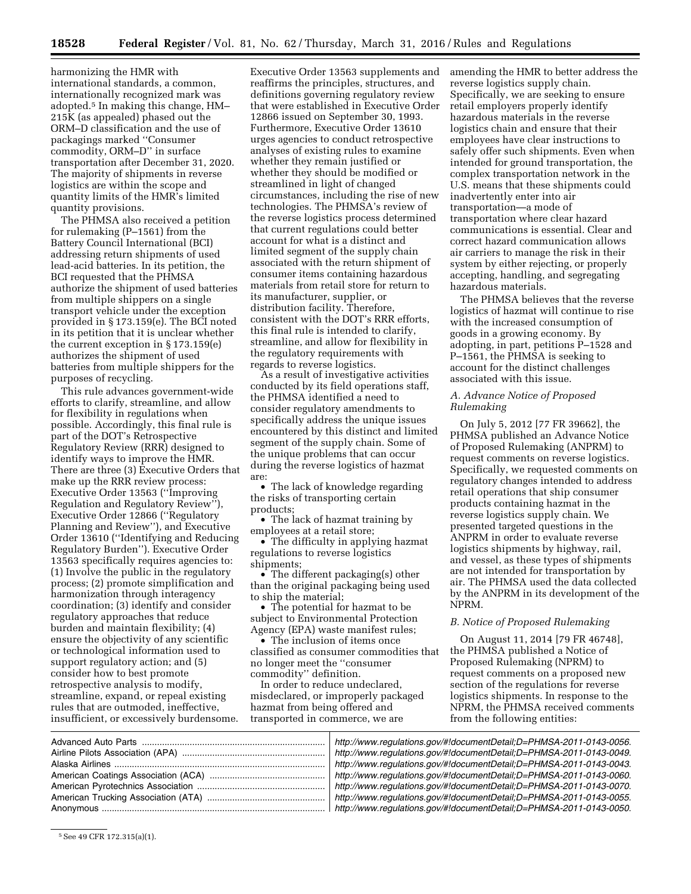harmonizing the HMR with international standards, a common, internationally recognized mark was adopted.[5] In making this change, HM–215K (as appealed) phased out the ORM–D classification and the use of packagings marked ''Consumer commodity, ORM–D'' in surface transportation after December 31, 2020. The majority of shipments in reverse logistics are within the scope and quantity limits of the HMR's limited quantity provisions.

The PHMSA also received a petition for rulemaking (P–1561) from the Battery Council International (BCI) addressing return shipments of used lead-acid batteries. In its petition, the BCI requested that the PHMSA authorize the shipment of used batteries from multiple shippers on a single transport vehicle under the exception provided in § 173.159(e). The BCI noted in its petition that it is unclear whether the current exception in § 173.159(e) authorizes the shipment of used batteries from multiple shippers for the purposes of recycling.

This rule advances government-wide efforts to clarify, streamline, and allow for flexibility in regulations when possible. Accordingly, this final rule is part of the DOT's Retrospective Regulatory Review (RRR) designed to identify ways to improve the HMR. There are three (3) Executive Orders that make up the RRR review process: Executive Order 13563 (''Improving Regulation and Regulatory Review''), Executive Order 12866 (''Regulatory Planning and Review''), and Executive Order 13610 (''Identifying and Reducing Regulatory Burden''). Executive Order 13563 specifically requires agencies to: (1) Involve the public in the regulatory process; (2) promote simplification and harmonization through interagency coordination; (3) identify and consider regulatory approaches that reduce burden and maintain flexibility; (4) ensure the objectivity of any scientific or technological information used to support regulatory action; and (5) consider how to best promote retrospective analysis to modify, streamline, expand, or repeal existing rules that are outmoded, ineffective, insufficient, or excessively burdensome. Executive Order 13563 supplements and reaffirms the principles, structures, and definitions governing regulatory review that were established in Executive Order 12866 issued on September 30, 1993. Furthermore, Executive Order 13610 urges agencies to conduct retrospective analyses of existing rules to examine whether they remain justified or whether they should be modified or streamlined in light of changed circumstances, including the rise of new technologies. The PHMSA's review of the reverse logistics process determined that current regulations could better account for what is a distinct and limited segment of the supply chain associated with the return shipment of consumer items containing hazardous materials from retail store for return to its manufacturer, supplier, or distribution facility. Therefore, consistent with the DOT's RRR efforts, this final rule is intended to clarify, streamline, and allow for flexibility in the regulatory requirements with regards to reverse logistics.

As a result of investigative activities conducted by its field operations staff, the PHMSA identified a need to consider regulatory amendments to specifically address the unique issues encountered by this distinct and limited segment of the supply chain. Some of the unique problems that can occur during the reverse logistics of hazmat are:

- The lack of knowledge regarding the risks of transporting certain products;
- The lack of hazmat training by employees at a retail store;
- The difficulty in applying hazmat regulations to reverse logistics shipments;
- The different packaging(s) other than the original packaging being used to ship the material;
- The potential for hazmat to be subject to Environmental Protection Agency (EPA) waste manifest rules;
- The inclusion of items once classified as consumer commodities that no longer meet the ''consumer commodity'' definition.

In order to reduce undeclared, misdeclared, or improperly packaged hazmat from being offered and transported in commerce, we are amending the HMR to better address the reverse logistics supply chain. Specifically, we are seeking to ensure retail employers properly identify hazardous materials in the reverse logistics chain and ensure that their employees have clear instructions to safely offer such shipments. Even when intended for ground transportation, the complex transportation network in the U.S. means that these shipments could inadvertently enter into air transportation—a mode of transportation where clear hazard communications is essential. Clear and correct hazard communication allows air carriers to manage the risk in their system by either rejecting, or properly accepting, handling, and segregating hazardous materials.

The PHMSA believes that the reverse logistics of hazmat will continue to rise with the increased consumption of goods in a growing economy. By adopting, in part, petitions P–1528 and P–1561, the PHMSA is seeking to account for the distinct challenges associated with this issue.

### *A. Advance Notice of Proposed Rulemaking*

On July 5, 2012 [77 FR 39662], the PHMSA published an Advance Notice of Proposed Rulemaking (ANPRM) to request comments on reverse logistics. Specifically, we requested comments on regulatory changes intended to address retail operations that ship consumer products containing hazmat in the reverse logistics supply chain. We presented targeted questions in the ANPRM in order to evaluate reverse logistics shipments by highway, rail, and vessel, as these types of shipments are not intended for transportation by air. The PHMSA used the data collected by the ANPRM in its development of the NPRM.

### *B. Notice of Proposed Rulemaking*

On August 11, 2014 [79 FR 46748], the PHMSA published a Notice of Proposed Rulemaking (NPRM) to request comments on a proposed new section of the regulations for reverse logistics shipments. In response to the NPRM, the PHMSA received comments from the following entities:

| | |
|---|---|
| Advanced Auto Parts | *http://www.regulations.gov/#!documentDetail;D=PHMSA-2011-0143-0056.* |
| Airline Pilots Association (APA) | *http://www.regulations.gov/#!documentDetail;D=PHMSA-2011-0143-0049.* |
| Alaska Airlines | *http://www.regulations.gov/#!documentDetail;D=PHMSA-2011-0143-0043.* |
| American Coatings Association (ACA) | *http://www.regulations.gov/#!documentDetail;D=PHMSA-2011-0143-0060.* |
| American Pyrotechnics Association | *http://www.regulations.gov/#!documentDetail;D=PHMSA-2011-0143-0070.* |
| American Trucking Association (ATA) | *http://www.regulations.gov/#!documentDetail;D=PHMSA-2011-0143-0055.* |
| Anonymous | *http://www.regulations.gov/#!documentDetail;D=PHMSA-2011-0143-0050.* |

[5] See 49 CFR 172.315(a)(1).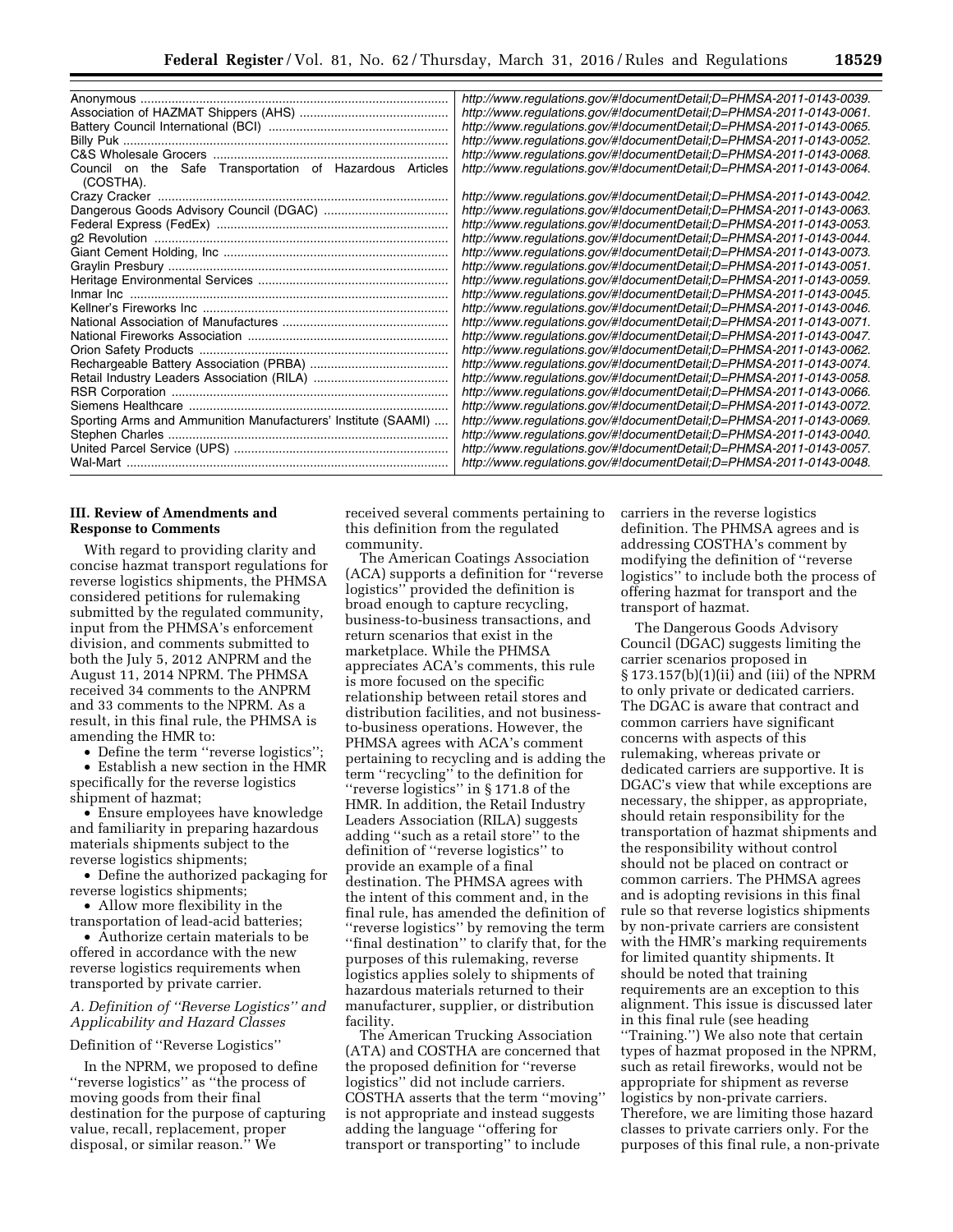| | |
|---|---|
| Anonymous | http://www.regulations.gov/#!documentDetail;D=PHMSA-2011-0143-0039. |
| Association of HAZMAT Shippers (AHS) | http://www.regulations.gov/#!documentDetail;D=PHMSA-2011-0143-0061. |
| Battery Council International (BCI) | http://www.regulations.gov/#!documentDetail;D=PHMSA-2011-0143-0065. |
| Billy Puk | http://www.regulations.gov/#!documentDetail;D=PHMSA-2011-0143-0052. |
| C&S Wholesale Grocers | http://www.regulations.gov/#!documentDetail;D=PHMSA-2011-0143-0068. |
| Council on the Safe Transportation of Hazardous Articles (COSTHA). | http://www.regulations.gov/#!documentDetail;D=PHMSA-2011-0143-0064. |
| Crazy Cracker | http://www.regulations.gov/#!documentDetail;D=PHMSA-2011-0143-0042. |
| Dangerous Goods Advisory Council (DGAC) | http://www.regulations.gov/#!documentDetail;D=PHMSA-2011-0143-0063. |
| Federal Express (FedEx) | http://www.regulations.gov/#!documentDetail;D=PHMSA-2011-0143-0053. |
| g2 Revolution | http://www.regulations.gov/#!documentDetail;D=PHMSA-2011-0143-0044. |
| Giant Cement Holding, Inc | http://www.regulations.gov/#!documentDetail;D=PHMSA-2011-0143-0073. |
| Graylin Presbury | http://www.regulations.gov/#!documentDetail;D=PHMSA-2011-0143-0051. |
| Heritage Environmental Services | http://www.regulations.gov/#!documentDetail;D=PHMSA-2011-0143-0059. |
| Inmar Inc | http://www.regulations.gov/#!documentDetail;D=PHMSA-2011-0143-0045. |
| Kellner's Fireworks Inc | http://www.regulations.gov/#!documentDetail;D=PHMSA-2011-0143-0046. |
| National Association of Manufactures | http://www.regulations.gov/#!documentDetail;D=PHMSA-2011-0143-0071. |
| National Fireworks Association | http://www.regulations.gov/#!documentDetail;D=PHMSA-2011-0143-0047. |
| Orion Safety Products | http://www.regulations.gov/#!documentDetail;D=PHMSA-2011-0143-0062. |
| Rechargeable Battery Association (PRBA) | http://www.regulations.gov/#!documentDetail;D=PHMSA-2011-0143-0074. |
| Retail Industry Leaders Association (RILA) | http://www.regulations.gov/#!documentDetail;D=PHMSA-2011-0143-0058. |
| RSR Corporation | http://www.regulations.gov/#!documentDetail;D=PHMSA-2011-0143-0066. |
| Siemens Healthcare | http://www.regulations.gov/#!documentDetail;D=PHMSA-2011-0143-0072. |
| Sporting Arms and Ammunition Manufacturers' Institute (SAAMI) | http://www.regulations.gov/#!documentDetail;D=PHMSA-2011-0143-0069. |
| Stephen Charles | http://www.regulations.gov/#!documentDetail;D=PHMSA-2011-0143-0040. |
| United Parcel Service (UPS) | http://www.regulations.gov/#!documentDetail;D=PHMSA-2011-0143-0057. |
| Wal-Mart | http://www.regulations.gov/#!documentDetail;D=PHMSA-2011-0143-0048. |

## III. Review of Amendments and Response to Comments

With regard to providing clarity and concise hazmat transport regulations for reverse logistics shipments, the PHMSA considered petitions for rulemaking submitted by the regulated community, input from the PHMSA's enforcement division, and comments submitted to both the July 5, 2012 ANPRM and the August 11, 2014 NPRM. The PHMSA received 34 comments to the ANPRM and 33 comments to the NPRM. As a result, in this final rule, the PHMSA is amending the HMR to:

- Define the term ''reverse logistics'';
- Establish a new section in the HMR specifically for the reverse logistics shipment of hazmat;
- Ensure employees have knowledge and familiarity in preparing hazardous materials shipments subject to the reverse logistics shipments;
- Define the authorized packaging for reverse logistics shipments;
- Allow more flexibility in the transportation of lead-acid batteries;
- Authorize certain materials to be offered in accordance with the new reverse logistics requirements when transported by private carrier.

### *A. Definition of ''Reverse Logistics'' and Applicability and Hazard Classes*

Definition of ''Reverse Logistics''

In the NPRM, we proposed to define ''reverse logistics'' as ''the process of moving goods from their final destination for the purpose of capturing value, recall, replacement, proper disposal, or similar reason.'' We received several comments pertaining to this definition from the regulated community.

The American Coatings Association (ACA) supports a definition for ''reverse logistics'' provided the definition is broad enough to capture recycling, business-to-business transactions, and return scenarios that exist in the marketplace. While the PHMSA appreciates ACA's comments, this rule is more focused on the specific relationship between retail stores and distribution facilities, and not business-to-business operations. However, the PHMSA agrees with ACA's comment pertaining to recycling and is adding the term ''recycling'' to the definition for ''reverse logistics'' in § 171.8 of the HMR. In addition, the Retail Industry Leaders Association (RILA) suggests adding ''such as a retail store'' to the definition of ''reverse logistics'' to provide an example of a final destination. The PHMSA agrees with the intent of this comment and, in the final rule, has amended the definition of ''reverse logistics'' by removing the term ''final destination'' to clarify that, for the purposes of this rulemaking, reverse logistics applies solely to shipments of hazardous materials returned to their manufacturer, supplier, or distribution facility.

The American Trucking Association (ATA) and COSTHA are concerned that the proposed definition for ''reverse logistics'' did not include carriers. COSTHA asserts that the term ''moving'' is not appropriate and instead suggests adding the language ''offering for transport or transporting'' to include carriers in the reverse logistics definition. The PHMSA agrees and is addressing COSTHA's comment by modifying the definition of ''reverse logistics'' to include both the process of offering hazmat for transport and the transport of hazmat.

The Dangerous Goods Advisory Council (DGAC) suggests limiting the carrier scenarios proposed in § 173.157(b)(1)(ii) and (iii) of the NPRM to only private or dedicated carriers. The DGAC is aware that contract and common carriers have significant concerns with aspects of this rulemaking, whereas private or dedicated carriers are supportive. It is DGAC's view that while exceptions are necessary, the shipper, as appropriate, should retain responsibility for the transportation of hazmat shipments and the responsibility without control should not be placed on contract or common carriers. The PHMSA agrees and is adopting revisions in this final rule so that reverse logistics shipments by non-private carriers are consistent with the HMR's marking requirements for limited quantity shipments. It should be noted that training requirements are an exception to this alignment. This issue is discussed later in this final rule (see heading ''Training.'') We also note that certain types of hazmat proposed in the NPRM, such as retail fireworks, would not be appropriate for shipment as reverse logistics by non-private carriers. Therefore, we are limiting those hazard classes to private carriers only. For the purposes of this final rule, a non-private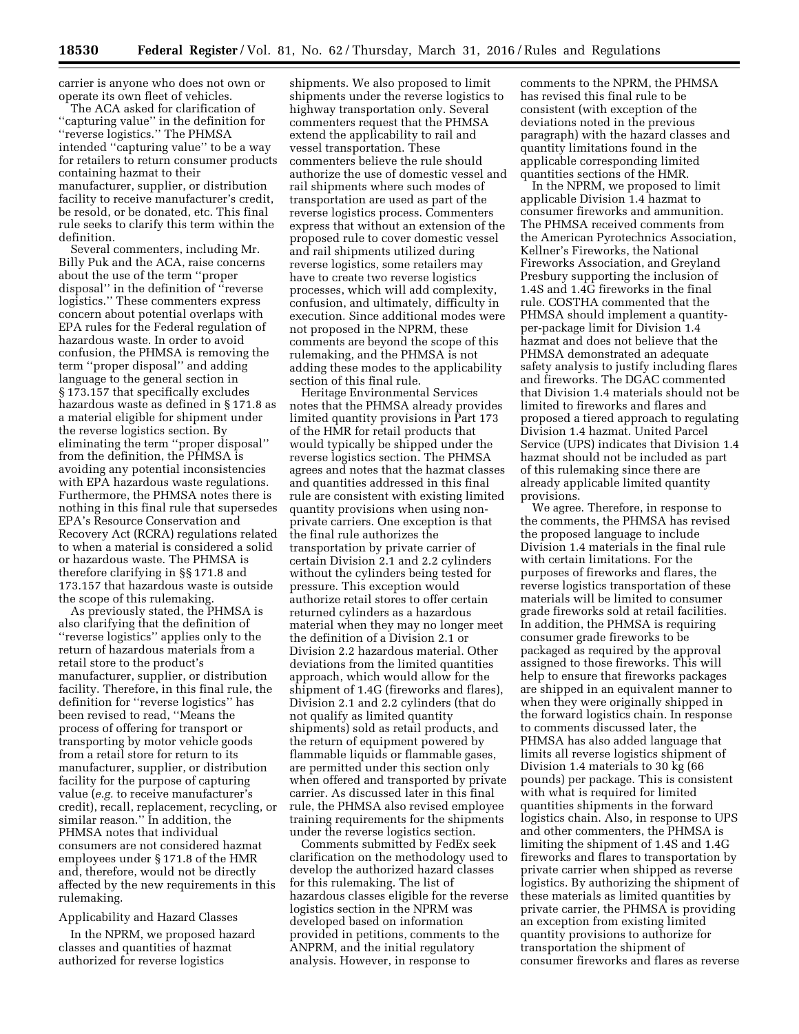carrier is anyone who does not own or operate its own fleet of vehicles.

The ACA asked for clarification of ''capturing value'' in the definition for ''reverse logistics.'' The PHMSA intended ''capturing value'' to be a way for retailers to return consumer products containing hazmat to their manufacturer, supplier, or distribution facility to receive manufacturer's credit, be resold, or be donated, etc. This final rule seeks to clarify this term within the definition.

Several commenters, including Mr. Billy Puk and the ACA, raise concerns about the use of the term ''proper disposal'' in the definition of ''reverse logistics.'' These commenters express concern about potential overlaps with EPA rules for the Federal regulation of hazardous waste. In order to avoid confusion, the PHMSA is removing the term ''proper disposal'' and adding language to the general section in § 173.157 that specifically excludes hazardous waste as defined in § 171.8 as a material eligible for shipment under the reverse logistics section. By eliminating the term ''proper disposal'' from the definition, the PHMSA is avoiding any potential inconsistencies with EPA hazardous waste regulations. Furthermore, the PHMSA notes there is nothing in this final rule that supersedes EPA's Resource Conservation and Recovery Act (RCRA) regulations related to when a material is considered a solid or hazardous waste. The PHMSA is therefore clarifying in §§ 171.8 and 173.157 that hazardous waste is outside the scope of this rulemaking.

As previously stated, the PHMSA is also clarifying that the definition of ''reverse logistics'' applies only to the return of hazardous materials from a retail store to the product's manufacturer, supplier, or distribution facility. Therefore, in this final rule, the definition for ''reverse logistics'' has been revised to read, ''Means the process of offering for transport or transporting by motor vehicle goods from a retail store for return to its manufacturer, supplier, or distribution facility for the purpose of capturing value (*e.g.* to receive manufacturer's credit), recall, replacement, recycling, or similar reason.'' In addition, the PHMSA notes that individual consumers are not considered hazmat employees under § 171.8 of the HMR and, therefore, would not be directly affected by the new requirements in this rulemaking.

Applicability and Hazard Classes

In the NPRM, we proposed hazard classes and quantities of hazmat authorized for reverse logistics shipments. We also proposed to limit shipments under the reverse logistics to highway transportation only. Several commenters request that the PHMSA extend the applicability to rail and vessel transportation. These commenters believe the rule should authorize the use of domestic vessel and rail shipments where such modes of transportation are used as part of the reverse logistics process. Commenters express that without an extension of the proposed rule to cover domestic vessel and rail shipments utilized during reverse logistics, some retailers may have to create two reverse logistics processes, which will add complexity, confusion, and ultimately, difficulty in execution. Since additional modes were not proposed in the NPRM, these comments are beyond the scope of this rulemaking, and the PHMSA is not adding these modes to the applicability section of this final rule.

Heritage Environmental Services notes that the PHMSA already provides limited quantity provisions in Part 173 of the HMR for retail products that would typically be shipped under the reverse logistics section. The PHMSA agrees and notes that the hazmat classes and quantities addressed in this final rule are consistent with existing limited quantity provisions when using non-private carriers. One exception is that the final rule authorizes the transportation by private carrier of certain Division 2.1 and 2.2 cylinders without the cylinders being tested for pressure. This exception would authorize retail stores to offer certain returned cylinders as a hazardous material when they may no longer meet the definition of a Division 2.1 or Division 2.2 hazardous material. Other deviations from the limited quantities approach, which would allow for the shipment of 1.4G (fireworks and flares), Division 2.1 and 2.2 cylinders (that do not qualify as limited quantity shipments) sold as retail products, and the return of equipment powered by flammable liquids or flammable gases, are permitted under this section only when offered and transported by private carrier. As discussed later in this final rule, the PHMSA also revised employee training requirements for the shipments under the reverse logistics section.

Comments submitted by FedEx seek clarification on the methodology used to develop the authorized hazard classes for this rulemaking. The list of hazardous classes eligible for the reverse logistics section in the NPRM was developed based on information provided in petitions, comments to the ANPRM, and the initial regulatory analysis. However, in response to comments to the NPRM, the PHMSA has revised this final rule to be consistent (with exception of the deviations noted in the previous paragraph) with the hazard classes and quantity limitations found in the applicable corresponding limited quantities sections of the HMR.

In the NPRM, we proposed to limit applicable Division 1.4 hazmat to consumer fireworks and ammunition. The PHMSA received comments from the American Pyrotechnics Association, Kellner's Fireworks, the National Fireworks Association, and Greyland Presbury supporting the inclusion of 1.4S and 1.4G fireworks in the final rule. COSTHA commented that the PHMSA should implement a quantity-per-package limit for Division 1.4 hazmat and does not believe that the PHMSA demonstrated an adequate safety analysis to justify including flares and fireworks. The DGAC commented that Division 1.4 materials should not be limited to fireworks and flares and proposed a tiered approach to regulating Division 1.4 hazmat. United Parcel Service (UPS) indicates that Division 1.4 hazmat should not be included as part of this rulemaking since there are already applicable limited quantity provisions.

We agree. Therefore, in response to the comments, the PHMSA has revised the proposed language to include Division 1.4 materials in the final rule with certain limitations. For the purposes of fireworks and flares, the reverse logistics transportation of these materials will be limited to consumer grade fireworks sold at retail facilities. In addition, the PHMSA is requiring consumer grade fireworks to be packaged as required by the approval assigned to those fireworks. This will help to ensure that fireworks packages are shipped in an equivalent manner to when they were originally shipped in the forward logistics chain. In response to comments discussed later, the PHMSA has also added language that limits all reverse logistics shipment of Division 1.4 materials to 30 kg (66 pounds) per package. This is consistent with what is required for limited quantities shipments in the forward logistics chain. Also, in response to UPS and other commenters, the PHMSA is limiting the shipment of 1.4S and 1.4G fireworks and flares to transportation by private carrier when shipped as reverse logistics. By authorizing the shipment of these materials as limited quantities by private carrier, the PHMSA is providing an exception from existing limited quantity provisions to authorize for transportation the shipment of consumer fireworks and flares as reverse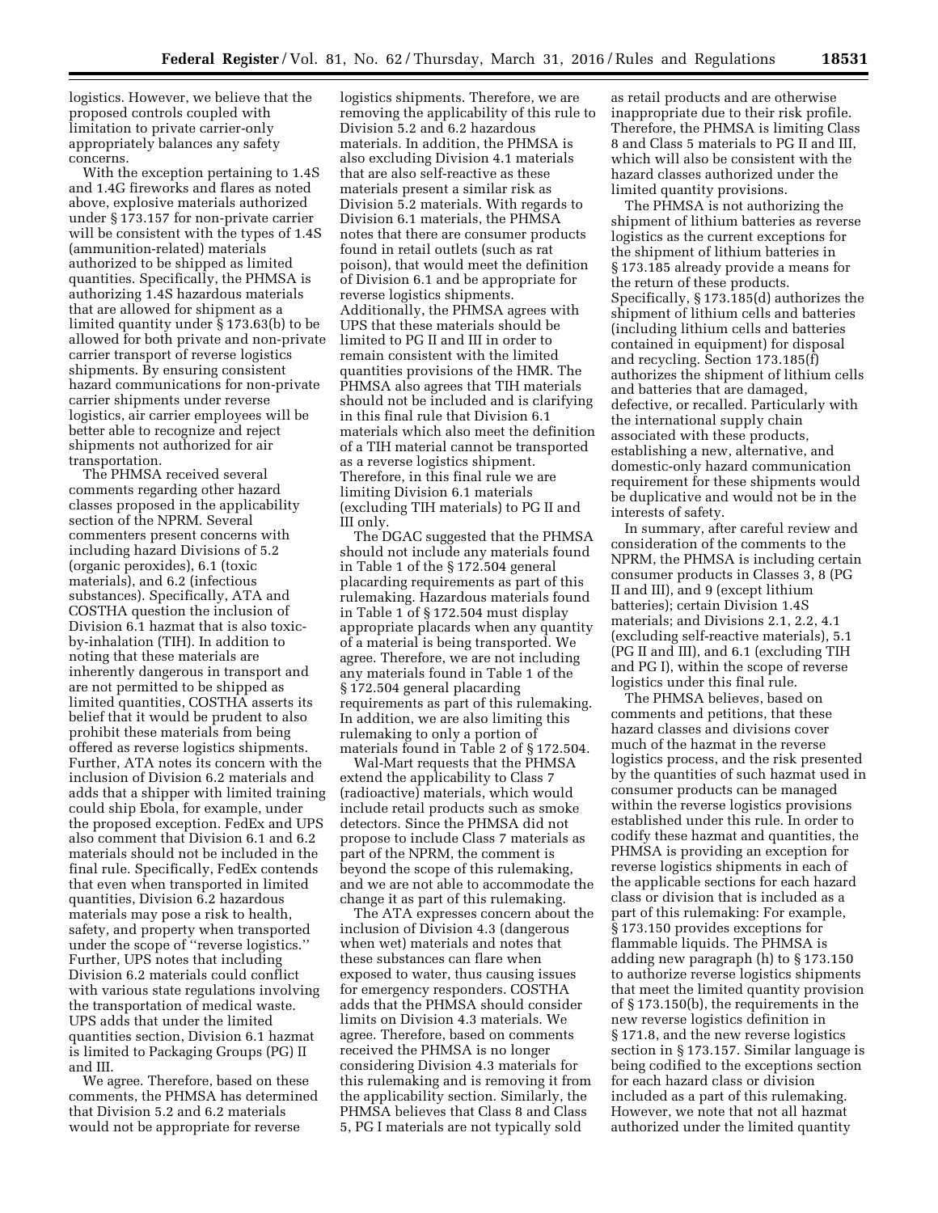logistics. However, we believe that the proposed controls coupled with limitation to private carrier-only appropriately balances any safety concerns.

With the exception pertaining to 1.4S and 1.4G fireworks and flares as noted above, explosive materials authorized under § 173.157 for non-private carrier will be consistent with the types of 1.4S (ammunition-related) materials authorized to be shipped as limited quantities. Specifically, the PHMSA is authorizing 1.4S hazardous materials that are allowed for shipment as a limited quantity under § 173.63(b) to be allowed for both private and non-private carrier transport of reverse logistics shipments. By ensuring consistent hazard communications for non-private carrier shipments under reverse logistics, air carrier employees will be better able to recognize and reject shipments not authorized for air transportation.

The PHMSA received several comments regarding other hazard classes proposed in the applicability section of the NPRM. Several commenters present concerns with including hazard Divisions of 5.2 (organic peroxides), 6.1 (toxic materials), and 6.2 (infectious substances). Specifically, ATA and COSTHA question the inclusion of Division 6.1 hazmat that is also toxic-by-inhalation (TIH). In addition to noting that these materials are inherently dangerous in transport and are not permitted to be shipped as limited quantities, COSTHA asserts its belief that it would be prudent to also prohibit these materials from being offered as reverse logistics shipments. Further, ATA notes its concern with the inclusion of Division 6.2 materials and adds that a shipper with limited training could ship Ebola, for example, under the proposed exception. FedEx and UPS also comment that Division 6.1 and 6.2 materials should not be included in the final rule. Specifically, FedEx contends that even when transported in limited quantities, Division 6.2 hazardous materials may pose a risk to health, safety, and property when transported under the scope of ''reverse logistics.'' Further, UPS notes that including Division 6.2 materials could conflict with various state regulations involving the transportation of medical waste. UPS adds that under the limited quantities section, Division 6.1 hazmat is limited to Packaging Groups (PG) II and III.

We agree. Therefore, based on these comments, the PHMSA has determined that Division 5.2 and 6.2 materials would not be appropriate for reverse logistics shipments. Therefore, we are removing the applicability of this rule to Division 5.2 and 6.2 hazardous materials. In addition, the PHMSA is also excluding Division 4.1 materials that are also self-reactive as these materials present a similar risk as Division 5.2 materials. With regards to Division 6.1 materials, the PHMSA notes that there are consumer products found in retail outlets (such as rat poison), that would meet the definition of Division 6.1 and be appropriate for reverse logistics shipments. Additionally, the PHMSA agrees with UPS that these materials should be limited to PG II and III in order to remain consistent with the limited quantities provisions of the HMR. The PHMSA also agrees that TIH materials should not be included and is clarifying in this final rule that Division 6.1 materials which also meet the definition of a TIH material cannot be transported as a reverse logistics shipment. Therefore, in this final rule we are limiting Division 6.1 materials (excluding TIH materials) to PG II and III only.

The DGAC suggested that the PHMSA should not include any materials found in Table 1 of the § 172.504 general placarding requirements as part of this rulemaking. Hazardous materials found in Table 1 of § 172.504 must display appropriate placards when any quantity of a material is being transported. We agree. Therefore, we are not including any materials found in Table 1 of the § 172.504 general placarding requirements as part of this rulemaking. In addition, we are also limiting this rulemaking to only a portion of materials found in Table 2 of § 172.504.

Wal-Mart requests that the PHMSA extend the applicability to Class 7 (radioactive) materials, which would include retail products such as smoke detectors. Since the PHMSA did not propose to include Class 7 materials as part of the NPRM, the comment is beyond the scope of this rulemaking, and we are not able to accommodate the change it as part of this rulemaking.

The ATA expresses concern about the inclusion of Division 4.3 (dangerous when wet) materials and notes that these substances can flare when exposed to water, thus causing issues for emergency responders. COSTHA adds that the PHMSA should consider limits on Division 4.3 materials. We agree. Therefore, based on comments received the PHMSA is no longer considering Division 4.3 materials for this rulemaking and is removing it from the applicability section. Similarly, the PHMSA believes that Class 8 and Class 5, PG I materials are not typically sold as retail products and are otherwise inappropriate due to their risk profile. Therefore, the PHMSA is limiting Class 8 and Class 5 materials to PG II and III, which will also be consistent with the hazard classes authorized under the limited quantity provisions.

The PHMSA is not authorizing the shipment of lithium batteries as reverse logistics as the current exceptions for the shipment of lithium batteries in § 173.185 already provide a means for the return of these products. Specifically, § 173.185(d) authorizes the shipment of lithium cells and batteries (including lithium cells and batteries contained in equipment) for disposal and recycling. Section 173.185(f) authorizes the shipment of lithium cells and batteries that are damaged, defective, or recalled. Particularly with the international supply chain associated with these products, establishing a new, alternative, and domestic-only hazard communication requirement for these shipments would be duplicative and would not be in the interests of safety.

In summary, after careful review and consideration of the comments to the NPRM, the PHMSA is including certain consumer products in Classes 3, 8 (PG II and III), and 9 (except lithium batteries); certain Division 1.4S materials; and Divisions 2.1, 2.2, 4.1 (excluding self-reactive materials), 5.1 (PG II and III), and 6.1 (excluding TIH and PG I), within the scope of reverse logistics under this final rule.

The PHMSA believes, based on comments and petitions, that these hazard classes and divisions cover much of the hazmat in the reverse logistics process, and the risk presented by the quantities of such hazmat used in consumer products can be managed within the reverse logistics provisions established under this rule. In order to codify these hazmat and quantities, the PHMSA is providing an exception for reverse logistics shipments in each of the applicable sections for each hazard class or division that is included as a part of this rulemaking: For example, § 173.150 provides exceptions for flammable liquids. The PHMSA is adding new paragraph (h) to § 173.150 to authorize reverse logistics shipments that meet the limited quantity provision of § 173.150(b), the requirements in the new reverse logistics definition in § 171.8, and the new reverse logistics section in § 173.157. Similar language is being codified to the exceptions section for each hazard class or division included as a part of this rulemaking. However, we note that not all hazmat authorized under the limited quantity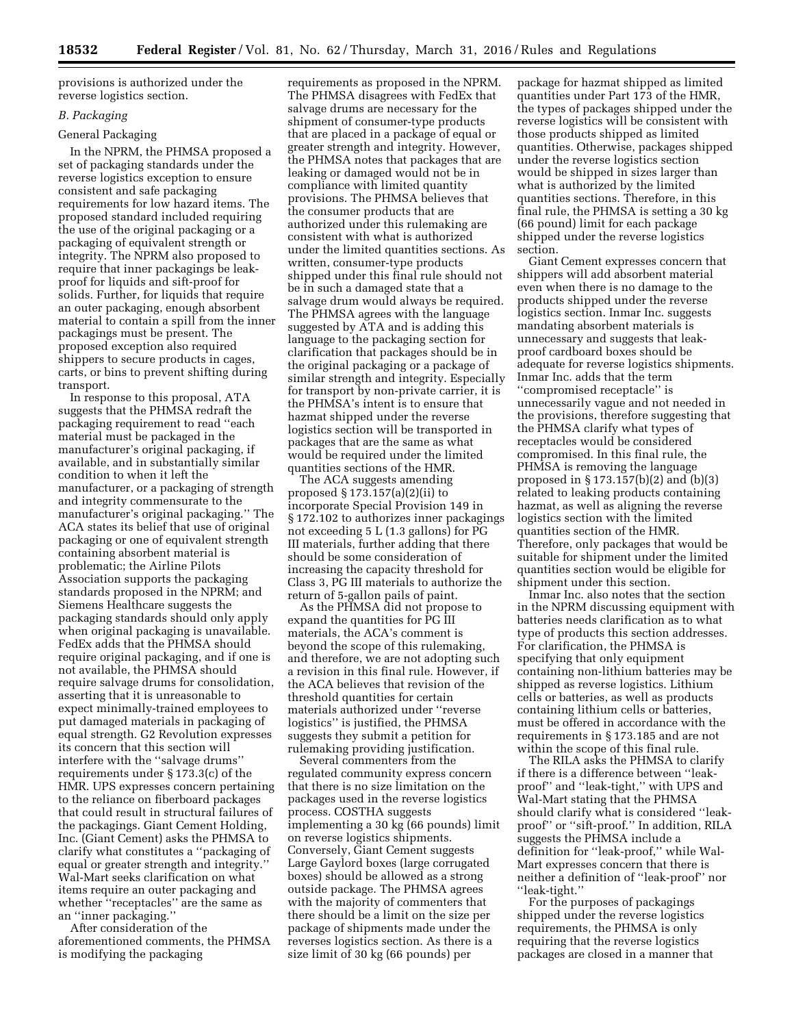provisions is authorized under the reverse logistics section.

### B. Packaging

General Packaging

In the NPRM, the PHMSA proposed a set of packaging standards under the reverse logistics exception to ensure consistent and safe packaging requirements for low hazard items. The proposed standard included requiring the use of the original packaging or a packaging of equivalent strength or integrity. The NPRM also proposed to require that inner packagings be leak-proof for liquids and sift-proof for solids. Further, for liquids that require an outer packaging, enough absorbent material to contain a spill from the inner packagings must be present. The proposed exception also required shippers to secure products in cages, carts, or bins to prevent shifting during transport.

In response to this proposal, ATA suggests that the PHMSA redraft the packaging requirement to read ''each material must be packaged in the manufacturer's original packaging, if available, and in substantially similar condition to when it left the manufacturer, or a packaging of strength and integrity commensurate to the manufacturer's original packaging.'' The ACA states its belief that use of original packaging or one of equivalent strength containing absorbent material is problematic; the Airline Pilots Association supports the packaging standards proposed in the NPRM; and Siemens Healthcare suggests the packaging standards should only apply when original packaging is unavailable. FedEx adds that the PHMSA should require original packaging, and if one is not available, the PHMSA should require salvage drums for consolidation, asserting that it is unreasonable to expect minimally-trained employees to put damaged materials in packaging of equal strength. G2 Revolution expresses its concern that this section will interfere with the ''salvage drums'' requirements under § 173.3(c) of the HMR. UPS expresses concern pertaining to the reliance on fiberboard packages that could result in structural failures of the packagings. Giant Cement Holding, Inc. (Giant Cement) asks the PHMSA to clarify what constitutes a ''packaging of equal or greater strength and integrity.'' Wal-Mart seeks clarification on what items require an outer packaging and whether ''receptacles'' are the same as an ''inner packaging.''

After consideration of the aforementioned comments, the PHMSA is modifying the packaging requirements as proposed in the NPRM. The PHMSA disagrees with FedEx that salvage drums are necessary for the shipment of consumer-type products that are placed in a package of equal or greater strength and integrity. However, the PHMSA notes that packages that are leaking or damaged would not be in compliance with limited quantity provisions. The PHMSA believes that the consumer products that are authorized under this rulemaking are consistent with what is authorized under the limited quantities sections. As written, consumer-type products shipped under this final rule should not be in such a damaged state that a salvage drum would always be required. The PHMSA agrees with the language suggested by ATA and is adding this language to the packaging section for clarification that packages should be in the original packaging or a package of similar strength and integrity. Especially for transport by non-private carrier, it is the PHMSA's intent is to ensure that hazmat shipped under the reverse logistics section will be transported in packages that are the same as what would be required under the limited quantities sections of the HMR.

The ACA suggests amending proposed § 173.157(a)(2)(ii) to incorporate Special Provision 149 in § 172.102 to authorizes inner packagings not exceeding 5 L (1.3 gallons) for PG III materials, further adding that there should be some consideration of increasing the capacity threshold for Class 3, PG III materials to authorize the return of 5-gallon pails of paint.

As the PHMSA did not propose to expand the quantities for PG III materials, the ACA's comment is beyond the scope of this rulemaking, and therefore, we are not adopting such a revision in this final rule. However, if the ACA believes that revision of the threshold quantities for certain materials authorized under ''reverse logistics'' is justified, the PHMSA suggests they submit a petition for rulemaking providing justification.

Several commenters from the regulated community express concern that there is no size limitation on the packages used in the reverse logistics process. COSTHA suggests implementing a 30 kg (66 pounds) limit on reverse logistics shipments. Conversely, Giant Cement suggests Large Gaylord boxes (large corrugated boxes) should be allowed as a strong outside package. The PHMSA agrees with the majority of commenters that there should be a limit on the size per package of shipments made under the reverses logistics section. As there is a size limit of 30 kg (66 pounds) per package for hazmat shipped as limited quantities under Part 173 of the HMR, the types of packages shipped under the reverse logistics will be consistent with those products shipped as limited quantities. Otherwise, packages shipped under the reverse logistics section would be shipped in sizes larger than what is authorized by the limited quantities sections. Therefore, in this final rule, the PHMSA is setting a 30 kg (66 pound) limit for each package shipped under the reverse logistics section.

Giant Cement expresses concern that shippers will add absorbent material even when there is no damage to the products shipped under the reverse logistics section. Inmar Inc. suggests mandating absorbent materials is unnecessary and suggests that leak-proof cardboard boxes should be adequate for reverse logistics shipments. Inmar Inc. adds that the term ''compromised receptacle'' is unnecessarily vague and not needed in the provisions, therefore suggesting that the PHMSA clarify what types of receptacles would be considered compromised. In this final rule, the PHMSA is removing the language proposed in § 173.157(b)(2) and (b)(3) related to leaking products containing hazmat, as well as aligning the reverse logistics section with the limited quantities section of the HMR. Therefore, only packages that would be suitable for shipment under the limited quantities section would be eligible for shipment under this section.

Inmar Inc. also notes that the section in the NPRM discussing equipment with batteries needs clarification as to what type of products this section addresses. For clarification, the PHMSA is specifying that only equipment containing non-lithium batteries may be shipped as reverse logistics. Lithium cells or batteries, as well as products containing lithium cells or batteries, must be offered in accordance with the requirements in § 173.185 and are not within the scope of this final rule.

The RILA asks the PHMSA to clarify if there is a difference between ''leak-proof'' and ''leak-tight,'' with UPS and Wal-Mart stating that the PHMSA should clarify what is considered ''leak-proof'' or ''sift-proof.'' In addition, RILA suggests the PHMSA include a definition for ''leak-proof,'' while Wal-Mart expresses concern that there is neither a definition of ''leak-proof'' nor ''leak-tight.''

For the purposes of packagings shipped under the reverse logistics requirements, the PHMSA is only requiring that the reverse logistics packages are closed in a manner that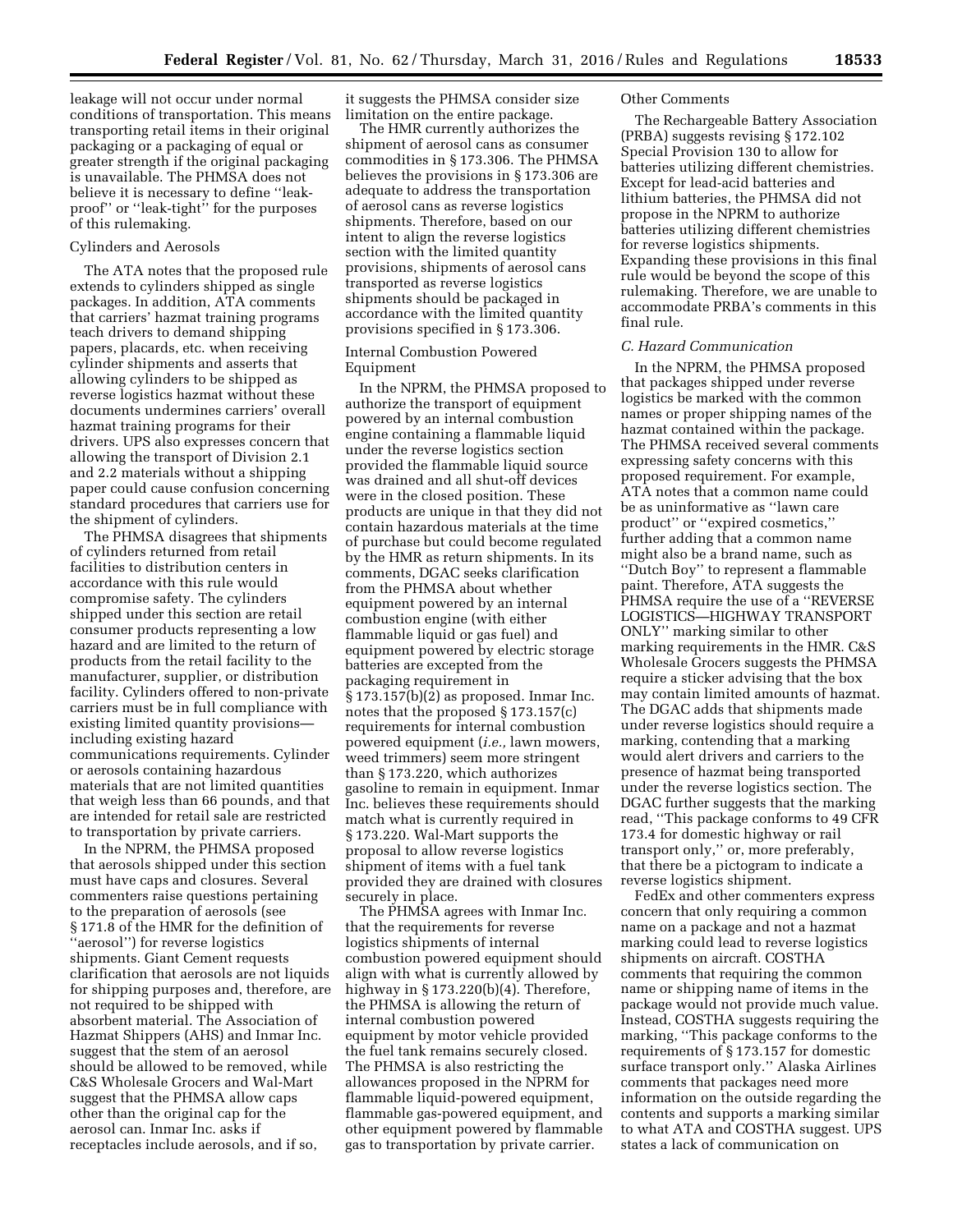leakage will not occur under normal conditions of transportation. This means transporting retail items in their original packaging or a packaging of equal or greater strength if the original packaging is unavailable. The PHMSA does not believe it is necessary to define ''leak-proof'' or ''leak-tight'' for the purposes of this rulemaking.

Cylinders and Aerosols

The ATA notes that the proposed rule extends to cylinders shipped as single packages. In addition, ATA comments that carriers' hazmat training programs teach drivers to demand shipping papers, placards, etc. when receiving cylinder shipments and asserts that allowing cylinders to be shipped as reverse logistics hazmat without these documents undermines carriers' overall hazmat training programs for their drivers. UPS also expresses concern that allowing the transport of Division 2.1 and 2.2 materials without a shipping paper could cause confusion concerning standard procedures that carriers use for the shipment of cylinders.

The PHMSA disagrees that shipments of cylinders returned from retail facilities to distribution centers in accordance with this rule would compromise safety. The cylinders shipped under this section are retail consumer products representing a low hazard and are limited to the return of products from the retail facility to the manufacturer, supplier, or distribution facility. Cylinders offered to non-private carriers must be in full compliance with existing limited quantity provisions—including existing hazard communications requirements. Cylinder or aerosols containing hazardous materials that are not limited quantities that weigh less than 66 pounds, and that are intended for retail sale are restricted to transportation by private carriers.

In the NPRM, the PHMSA proposed that aerosols shipped under this section must have caps and closures. Several commenters raise questions pertaining to the preparation of aerosols (see § 171.8 of the HMR for the definition of ''aerosol'') for reverse logistics shipments. Giant Cement requests clarification that aerosols are not liquids for shipping purposes and, therefore, are not required to be shipped with absorbent material. The Association of Hazmat Shippers (AHS) and Inmar Inc. suggest that the stem of an aerosol should be allowed to be removed, while C&S Wholesale Grocers and Wal-Mart suggest that the PHMSA allow caps other than the original cap for the aerosol can. Inmar Inc. asks if receptacles include aerosols, and if so, it suggests the PHMSA consider size limitation on the entire package.

The HMR currently authorizes the shipment of aerosol cans as consumer commodities in § 173.306. The PHMSA believes the provisions in § 173.306 are adequate to address the transportation of aerosol cans as reverse logistics shipments. Therefore, based on our intent to align the reverse logistics section with the limited quantity provisions, shipments of aerosol cans transported as reverse logistics shipments should be packaged in accordance with the limited quantity provisions specified in § 173.306.

Internal Combustion Powered Equipment

In the NPRM, the PHMSA proposed to authorize the transport of equipment powered by an internal combustion engine containing a flammable liquid under the reverse logistics section provided the flammable liquid source was drained and all shut-off devices were in the closed position. These products are unique in that they did not contain hazardous materials at the time of purchase but could become regulated by the HMR as return shipments. In its comments, DGAC seeks clarification from the PHMSA about whether equipment powered by an internal combustion engine (with either flammable liquid or gas fuel) and equipment powered by electric storage batteries are excepted from the packaging requirement in § 173.157(b)(2) as proposed. Inmar Inc. notes that the proposed § 173.157(c) requirements for internal combustion powered equipment (*i.e.,* lawn mowers, weed trimmers) seem more stringent than § 173.220, which authorizes gasoline to remain in equipment. Inmar Inc. believes these requirements should match what is currently required in § 173.220. Wal-Mart supports the proposal to allow reverse logistics shipment of items with a fuel tank provided they are drained with closures securely in place.

The PHMSA agrees with Inmar Inc. that the requirements for reverse logistics shipments of internal combustion powered equipment should align with what is currently allowed by highway in § 173.220(b)(4). Therefore, the PHMSA is allowing the return of internal combustion powered equipment by motor vehicle provided the fuel tank remains securely closed. The PHMSA is also restricting the allowances proposed in the NPRM for flammable liquid-powered equipment, flammable gas-powered equipment, and other equipment powered by flammable gas to transportation by private carrier.

Other Comments

The Rechargeable Battery Association (PRBA) suggests revising § 172.102 Special Provision 130 to allow for batteries utilizing different chemistries. Except for lead-acid batteries and lithium batteries, the PHMSA did not propose in the NPRM to authorize batteries utilizing different chemistries for reverse logistics shipments. Expanding these provisions in this final rule would be beyond the scope of this rulemaking. Therefore, we are unable to accommodate PRBA's comments in this final rule.

*C. Hazard Communication*

In the NPRM, the PHMSA proposed that packages shipped under reverse logistics be marked with the common names or proper shipping names of the hazmat contained within the package. The PHMSA received several comments expressing safety concerns with this proposed requirement. For example, ATA notes that a common name could be as uninformative as ''lawn care product'' or ''expired cosmetics,'' further adding that a common name might also be a brand name, such as ''Dutch Boy'' to represent a flammable paint. Therefore, ATA suggests the PHMSA require the use of a ''REVERSE LOGISTICS—HIGHWAY TRANSPORT ONLY'' marking similar to other marking requirements in the HMR. C&S Wholesale Grocers suggests the PHMSA require a sticker advising that the box may contain limited amounts of hazmat. The DGAC adds that shipments made under reverse logistics should require a marking, contending that a marking would alert drivers and carriers to the presence of hazmat being transported under the reverse logistics section. The DGAC further suggests that the marking read, ''This package conforms to 49 CFR 173.4 for domestic highway or rail transport only,'' or, more preferably, that there be a pictogram to indicate a reverse logistics shipment.

FedEx and other commenters express concern that only requiring a common name on a package and not a hazmat marking could lead to reverse logistics shipments on aircraft. COSTHA comments that requiring the common name or shipping name of items in the package would not provide much value. Instead, COSTHA suggests requiring the marking, ''This package conforms to the requirements of § 173.157 for domestic surface transport only.'' Alaska Airlines comments that packages need more information on the outside regarding the contents and supports a marking similar to what ATA and COSTHA suggest. UPS states a lack of communication on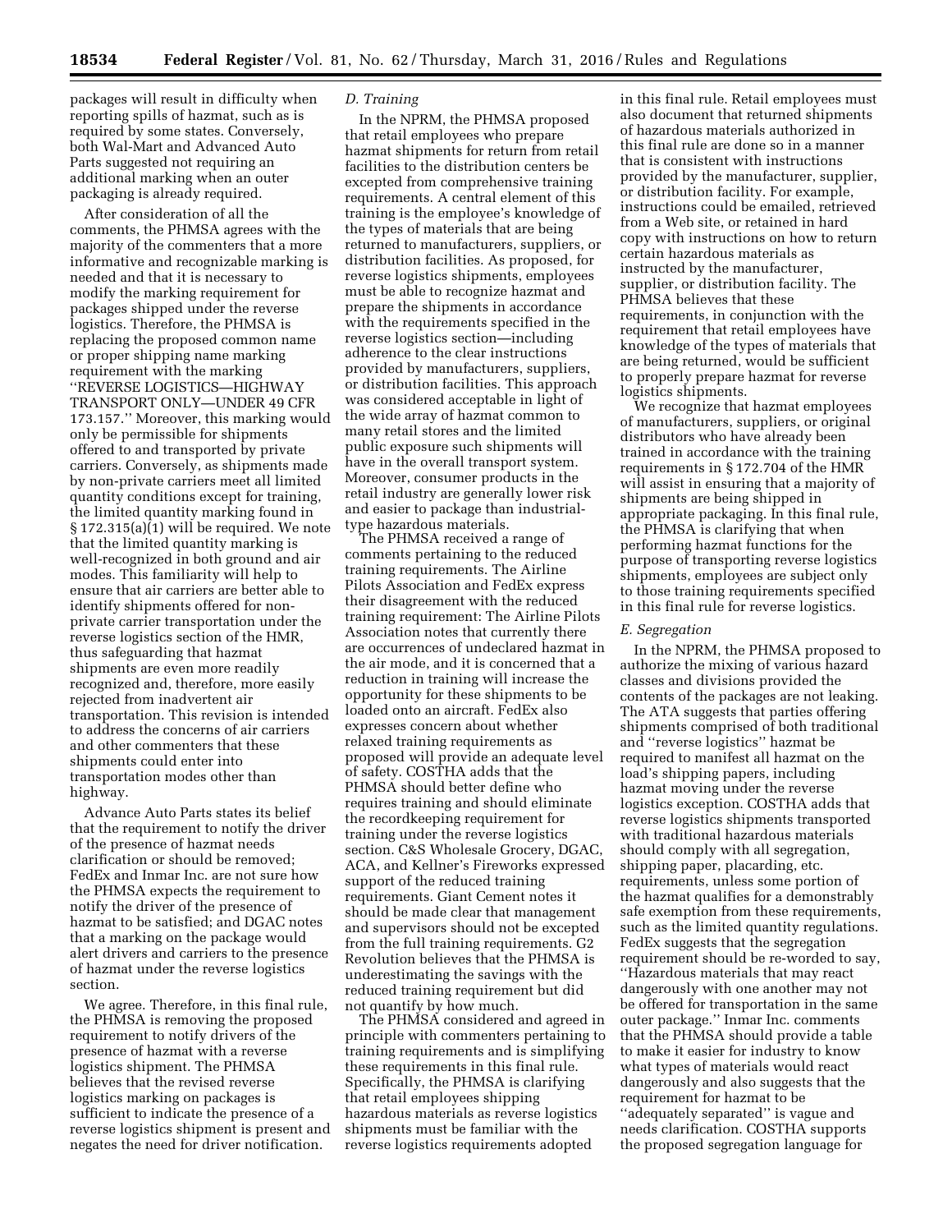packages will result in difficulty when reporting spills of hazmat, such as is required by some states. Conversely, both Wal-Mart and Advanced Auto Parts suggested not requiring an additional marking when an outer packaging is already required.

After consideration of all the comments, the PHMSA agrees with the majority of the commenters that a more informative and recognizable marking is needed and that it is necessary to modify the marking requirement for packages shipped under the reverse logistics. Therefore, the PHMSA is replacing the proposed common name or proper shipping name marking requirement with the marking ''REVERSE LOGISTICS—HIGHWAY TRANSPORT ONLY—UNDER 49 CFR 173.157.'' Moreover, this marking would only be permissible for shipments offered to and transported by private carriers. Conversely, as shipments made by non-private carriers meet all limited quantity conditions except for training, the limited quantity marking found in § 172.315(a)(1) will be required. We note that the limited quantity marking is well-recognized in both ground and air modes. This familiarity will help to ensure that air carriers are better able to identify shipments offered for non-private carrier transportation under the reverse logistics section of the HMR, thus safeguarding that hazmat shipments are even more readily recognized and, therefore, more easily rejected from inadvertent air transportation. This revision is intended to address the concerns of air carriers and other commenters that these shipments could enter into transportation modes other than highway.

Advance Auto Parts states its belief that the requirement to notify the driver of the presence of hazmat needs clarification or should be removed; FedEx and Inmar Inc. are not sure how the PHMSA expects the requirement to notify the driver of the presence of hazmat to be satisfied; and DGAC notes that a marking on the package would alert drivers and carriers to the presence of hazmat under the reverse logistics section.

We agree. Therefore, in this final rule, the PHMSA is removing the proposed requirement to notify drivers of the presence of hazmat with a reverse logistics shipment. The PHMSA believes that the revised reverse logistics marking on packages is sufficient to indicate the presence of a reverse logistics shipment is present and negates the need for driver notification.

*D. Training*

In the NPRM, the PHMSA proposed that retail employees who prepare hazmat shipments for return from retail facilities to the distribution centers be excepted from comprehensive training requirements. A central element of this training is the employee's knowledge of the types of materials that are being returned to manufacturers, suppliers, or distribution facilities. As proposed, for reverse logistics shipments, employees must be able to recognize hazmat and prepare the shipments in accordance with the requirements specified in the reverse logistics section—including adherence to the clear instructions provided by manufacturers, suppliers, or distribution facilities. This approach was considered acceptable in light of the wide array of hazmat common to many retail stores and the limited public exposure such shipments will have in the overall transport system. Moreover, consumer products in the retail industry are generally lower risk and easier to package than industrial-type hazardous materials.

The PHMSA received a range of comments pertaining to the reduced training requirements. The Airline Pilots Association and FedEx express their disagreement with the reduced training requirement: The Airline Pilots Association notes that currently there are occurrences of undeclared hazmat in the air mode, and it is concerned that a reduction in training will increase the opportunity for these shipments to be loaded onto an aircraft. FedEx also expresses concern about whether relaxed training requirements as proposed will provide an adequate level of safety. COSTHA adds that the PHMSA should better define who requires training and should eliminate the recordkeeping requirement for training under the reverse logistics section. C&S Wholesale Grocery, DGAC, ACA, and Kellner's Fireworks expressed support of the reduced training requirements. Giant Cement notes it should be made clear that management and supervisors should not be excepted from the full training requirements. G2 Revolution believes that the PHMSA is underestimating the savings with the reduced training requirement but did not quantify by how much.

The PHMSA considered and agreed in principle with commenters pertaining to training requirements and is simplifying these requirements in this final rule. Specifically, the PHMSA is clarifying that retail employees shipping hazardous materials as reverse logistics shipments must be familiar with the reverse logistics requirements adopted in this final rule. Retail employees must also document that returned shipments of hazardous materials authorized in this final rule are done so in a manner that is consistent with instructions provided by the manufacturer, supplier, or distribution facility. For example, instructions could be emailed, retrieved from a Web site, or retained in hard copy with instructions on how to return certain hazardous materials as instructed by the manufacturer, supplier, or distribution facility. The PHMSA believes that these requirements, in conjunction with the requirement that retail employees have knowledge of the types of materials that are being returned, would be sufficient to properly prepare hazmat for reverse logistics shipments.

We recognize that hazmat employees of manufacturers, suppliers, or original distributors who have already been trained in accordance with the training requirements in § 172.704 of the HMR will assist in ensuring that a majority of shipments are being shipped in appropriate packaging. In this final rule, the PHMSA is clarifying that when performing hazmat functions for the purpose of transporting reverse logistics shipments, employees are subject only to those training requirements specified in this final rule for reverse logistics.

*E. Segregation*

In the NPRM, the PHMSA proposed to authorize the mixing of various hazard classes and divisions provided the contents of the packages are not leaking. The ATA suggests that parties offering shipments comprised of both traditional and ''reverse logistics'' hazmat be required to manifest all hazmat on the load's shipping papers, including hazmat moving under the reverse logistics exception. COSTHA adds that reverse logistics shipments transported with traditional hazardous materials should comply with all segregation, shipping paper, placarding, etc. requirements, unless some portion of the hazmat qualifies for a demonstrably safe exemption from these requirements, such as the limited quantity regulations. FedEx suggests that the segregation requirement should be re-worded to say, ''Hazardous materials that may react dangerously with one another may not be offered for transportation in the same outer package.'' Inmar Inc. comments that the PHMSA should provide a table to make it easier for industry to know what types of materials would react dangerously and also suggests that the requirement for hazmat to be ''adequately separated'' is vague and needs clarification. COSTHA supports the proposed segregation language for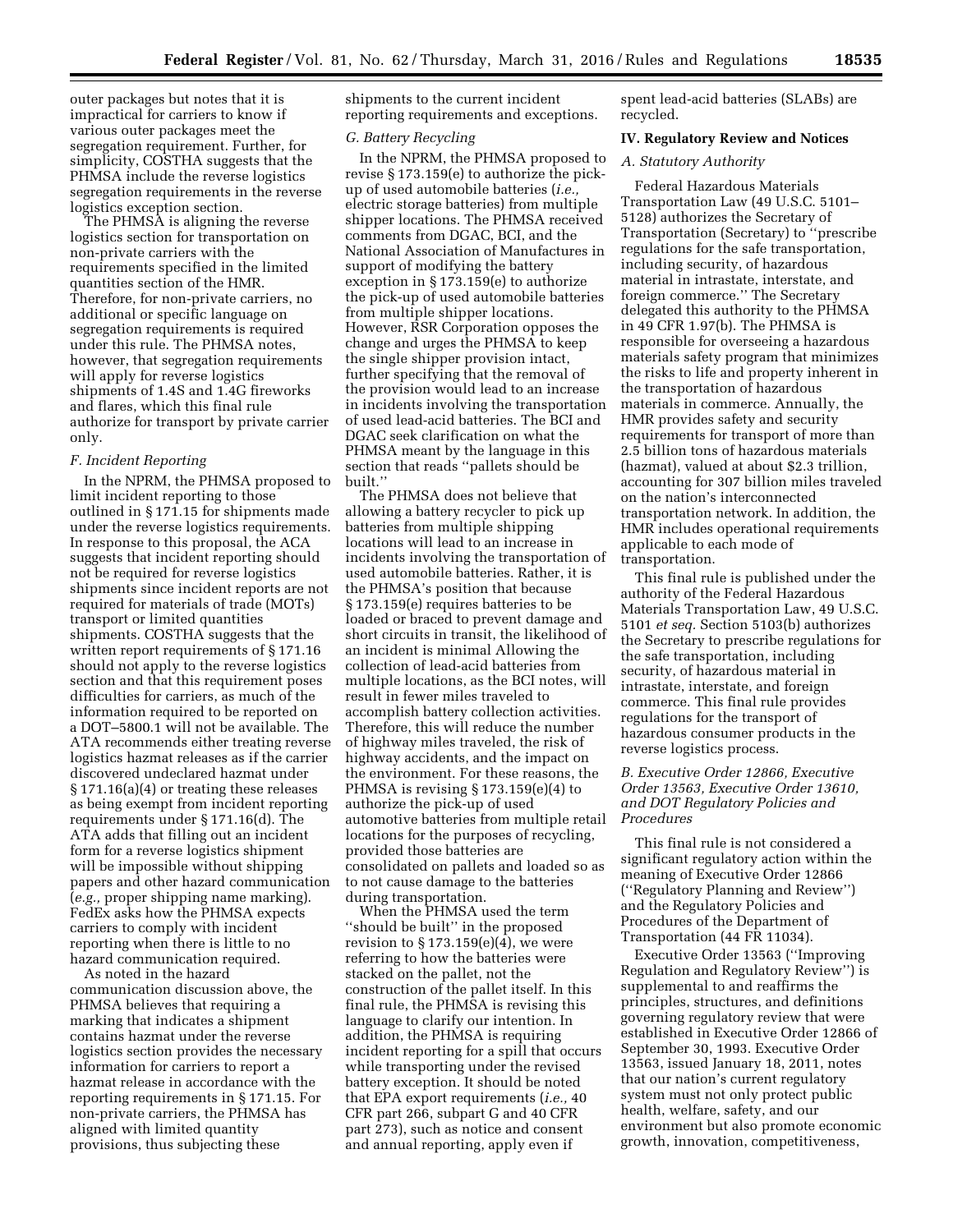outer packages but notes that it is impractical for carriers to know if various outer packages meet the segregation requirement. Further, for simplicity, COSTHA suggests that the PHMSA include the reverse logistics segregation requirements in the reverse logistics exception section.

The PHMSA is aligning the reverse logistics section for transportation on non-private carriers with the requirements specified in the limited quantities section of the HMR. Therefore, for non-private carriers, no additional or specific language on segregation requirements is required under this rule. The PHMSA notes, however, that segregation requirements will apply for reverse logistics shipments of 1.4S and 1.4G fireworks and flares, which this final rule authorize for transport by private carrier only.

### *F. Incident Reporting*

In the NPRM, the PHMSA proposed to limit incident reporting to those outlined in § 171.15 for shipments made under the reverse logistics requirements. In response to this proposal, the ACA suggests that incident reporting should not be required for reverse logistics shipments since incident reports are not required for materials of trade (MOTs) transport or limited quantities shipments. COSTHA suggests that the written report requirements of § 171.16 should not apply to the reverse logistics section and that this requirement poses difficulties for carriers, as much of the information required to be reported on a DOT–5800.1 will not be available. The ATA recommends either treating reverse logistics hazmat releases as if the carrier discovered undeclared hazmat under § 171.16(a)(4) or treating these releases as being exempt from incident reporting requirements under § 171.16(d). The ATA adds that filling out an incident form for a reverse logistics shipment will be impossible without shipping papers and other hazard communication (*e.g.,* proper shipping name marking). FedEx asks how the PHMSA expects carriers to comply with incident reporting when there is little to no hazard communication required.

As noted in the hazard communication discussion above, the PHMSA believes that requiring a marking that indicates a shipment contains hazmat under the reverse logistics section provides the necessary information for carriers to report a hazmat release in accordance with the reporting requirements in § 171.15. For non-private carriers, the PHMSA has aligned with limited quantity provisions, thus subjecting these shipments to the current incident reporting requirements and exceptions.

### *G. Battery Recycling*

In the NPRM, the PHMSA proposed to revise § 173.159(e) to authorize the pick-up of used automobile batteries (*i.e.,* electric storage batteries) from multiple shipper locations. The PHMSA received comments from DGAC, BCI, and the National Association of Manufactures in support of modifying the battery exception in § 173.159(e) to authorize the pick-up of used automobile batteries from multiple shipper locations. However, RSR Corporation opposes the change and urges the PHMSA to keep the single shipper provision intact, further specifying that the removal of the provision would lead to an increase in incidents involving the transportation of used lead-acid batteries. The BCI and DGAC seek clarification on what the PHMSA meant by the language in this section that reads ''pallets should be built.''

The PHMSA does not believe that allowing a battery recycler to pick up batteries from multiple shipping locations will lead to an increase in incidents involving the transportation of used automobile batteries. Rather, it is the PHMSA's position that because § 173.159(e) requires batteries to be loaded or braced to prevent damage and short circuits in transit, the likelihood of an incident is minimal Allowing the collection of lead-acid batteries from multiple locations, as the BCI notes, will result in fewer miles traveled to accomplish battery collection activities. Therefore, this will reduce the number of highway miles traveled, the risk of highway accidents, and the impact on the environment. For these reasons, the PHMSA is revising § 173.159(e)(4) to authorize the pick-up of used automotive batteries from multiple retail locations for the purposes of recycling, provided those batteries are consolidated on pallets and loaded so as to not cause damage to the batteries during transportation.

When the PHMSA used the term ''should be built'' in the proposed revision to § 173.159(e)(4), we were referring to how the batteries were stacked on the pallet, not the construction of the pallet itself. In this final rule, the PHMSA is revising this language to clarify our intention. In addition, the PHMSA is requiring incident reporting for a spill that occurs while transporting under the revised battery exception. It should be noted that EPA export requirements (*i.e.,* 40 CFR part 266, subpart G and 40 CFR part 273), such as notice and consent and annual reporting, apply even if spent lead-acid batteries (SLABs) are recycled.

## IV. Regulatory Review and Notices

### *A. Statutory Authority*

Federal Hazardous Materials Transportation Law (49 U.S.C. 5101–5128) authorizes the Secretary of Transportation (Secretary) to ''prescribe regulations for the safe transportation, including security, of hazardous material in intrastate, interstate, and foreign commerce.'' The Secretary delegated this authority to the PHMSA in 49 CFR 1.97(b). The PHMSA is responsible for overseeing a hazardous materials safety program that minimizes the risks to life and property inherent in the transportation of hazardous materials in commerce. Annually, the HMR provides safety and security requirements for transport of more than 2.5 billion tons of hazardous materials (hazmat), valued at about $2.3 trillion, accounting for 307 billion miles traveled on the nation's interconnected transportation network. In addition, the HMR includes operational requirements applicable to each mode of transportation.

This final rule is published under the authority of the Federal Hazardous Materials Transportation Law, 49 U.S.C. 5101 *et seq.* Section 5103(b) authorizes the Secretary to prescribe regulations for the safe transportation, including security, of hazardous material in intrastate, interstate, and foreign commerce. This final rule provides regulations for the transport of hazardous consumer products in the reverse logistics process.

### *B. Executive Order 12866, Executive Order 13563, Executive Order 13610, and DOT Regulatory Policies and Procedures*

This final rule is not considered a significant regulatory action within the meaning of Executive Order 12866 (''Regulatory Planning and Review'') and the Regulatory Policies and Procedures of the Department of Transportation (44 FR 11034).

Executive Order 13563 (''Improving Regulation and Regulatory Review'') is supplemental to and reaffirms the principles, structures, and definitions governing regulatory review that were established in Executive Order 12866 of September 30, 1993. Executive Order 13563, issued January 18, 2011, notes that our nation's current regulatory system must not only protect public health, welfare, safety, and our environment but also promote economic growth, innovation, competitiveness,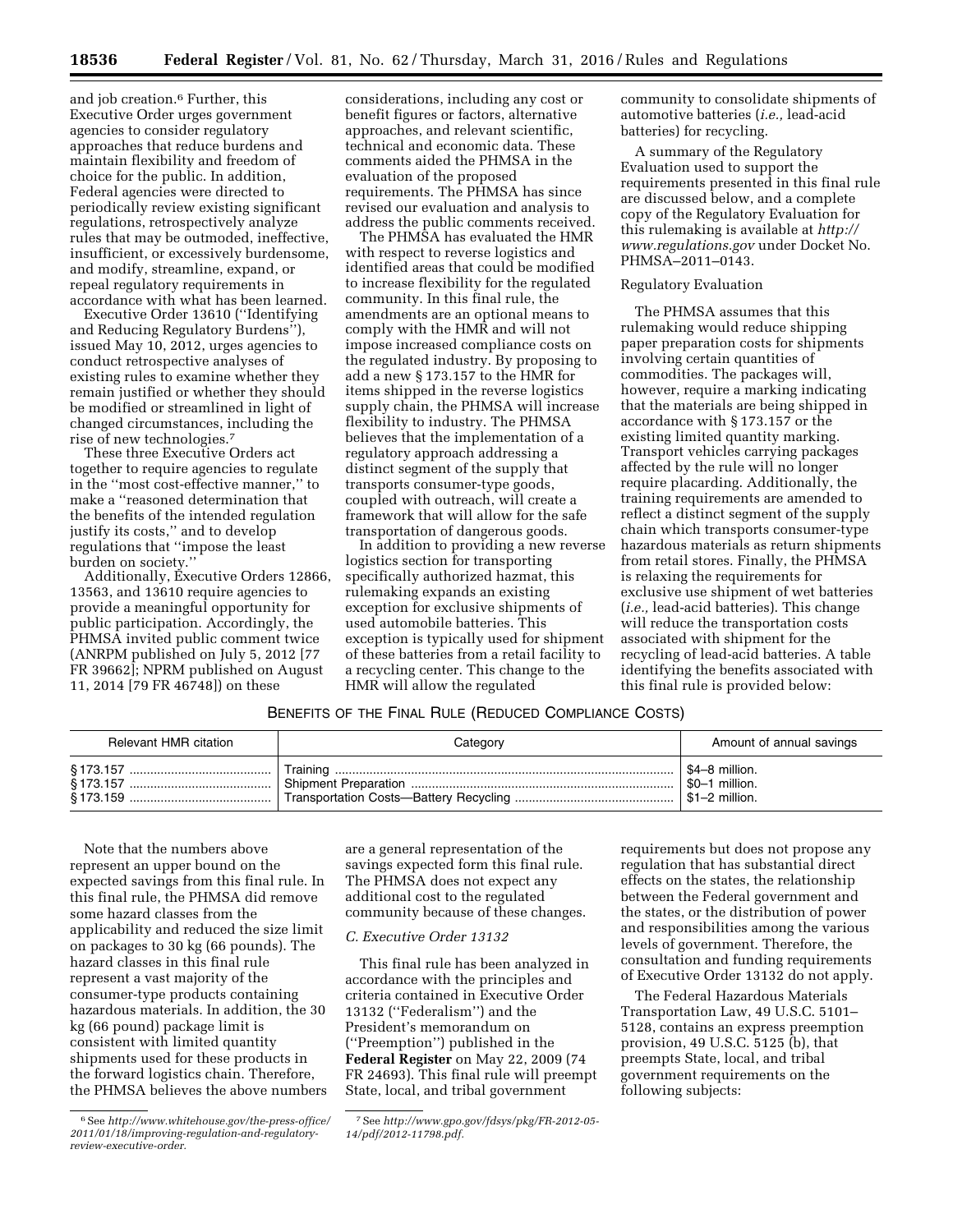and job creation.[6] Further, this Executive Order urges government agencies to consider regulatory approaches that reduce burdens and maintain flexibility and freedom of choice for the public. In addition, Federal agencies were directed to periodically review existing significant regulations, retrospectively analyze rules that may be outmoded, ineffective, insufficient, or excessively burdensome, and modify, streamline, expand, or repeal regulatory requirements in accordance with what has been learned.

Executive Order 13610 (''Identifying and Reducing Regulatory Burdens''), issued May 10, 2012, urges agencies to conduct retrospective analyses of existing rules to examine whether they remain justified or whether they should be modified or streamlined in light of changed circumstances, including the rise of new technologies.[7]

These three Executive Orders act together to require agencies to regulate in the ''most cost-effective manner,'' to make a ''reasoned determination that the benefits of the intended regulation justify its costs,'' and to develop regulations that ''impose the least burden on society.''

Additionally, Executive Orders 12866, 13563, and 13610 require agencies to provide a meaningful opportunity for public participation. Accordingly, the PHMSA invited public comment twice (ANRPM published on July 5, 2012 [77 FR 39662]; NPRM published on August 11, 2014 [79 FR 46748]) on these considerations, including any cost or benefit figures or factors, alternative approaches, and relevant scientific, technical and economic data. These comments aided the PHMSA in the evaluation of the proposed requirements. The PHMSA has since revised our evaluation and analysis to address the public comments received.

The PHMSA has evaluated the HMR with respect to reverse logistics and identified areas that could be modified to increase flexibility for the regulated community. In this final rule, the amendments are an optional means to comply with the HMR and will not impose increased compliance costs on the regulated industry. By proposing to add a new § 173.157 to the HMR for items shipped in the reverse logistics supply chain, the PHMSA will increase flexibility to industry. The PHMSA believes that the implementation of a regulatory approach addressing a distinct segment of the supply that transports consumer-type goods, coupled with outreach, will create a framework that will allow for the safe transportation of dangerous goods.

In addition to providing a new reverse logistics section for transporting specifically authorized hazmat, this rulemaking expands an existing exception for exclusive shipments of used automobile batteries. This exception is typically used for shipment of these batteries from a retail facility to a recycling center. This change to the HMR will allow the regulated community to consolidate shipments of automotive batteries (*i.e.,* lead-acid batteries) for recycling.

A summary of the Regulatory Evaluation used to support the requirements presented in this final rule are discussed below, and a complete copy of the Regulatory Evaluation for this rulemaking is available at *http://www.regulations.gov* under Docket No. PHMSA–2011–0143.

Regulatory Evaluation

The PHMSA assumes that this rulemaking would reduce shipping paper preparation costs for shipments involving certain quantities of commodities. The packages will, however, require a marking indicating that the materials are being shipped in accordance with § 173.157 or the existing limited quantity marking. Transport vehicles carrying packages affected by the rule will no longer require placarding. Additionally, the training requirements are amended to reflect a distinct segment of the supply chain which transports consumer-type hazardous materials as return shipments from retail stores. Finally, the PHMSA is relaxing the requirements for exclusive use shipment of wet batteries (*i.e.,* lead-acid batteries). This change will reduce the transportation costs associated with shipment for the recycling of lead-acid batteries. A table identifying the benefits associated with this final rule is provided below:

BENEFITS OF THE FINAL RULE (REDUCED COMPLIANCE COSTS)

| Relevant HMR citation | Category | Amount of annual savings |
|---|---|---|
| § 173.157 | Training | $4–8 million. |
| § 173.157 | Shipment Preparation | $0–1 million. |
| § 173.159 | Transportation Costs—Battery Recycling | $1–2 million. |

Note that the numbers above represent an upper bound on the expected savings from this final rule. In this final rule, the PHMSA did remove some hazard classes from the applicability and reduced the size limit on packages to 30 kg (66 pounds). The hazard classes in this final rule represent a vast majority of the consumer-type products containing hazardous materials. In addition, the 30 kg (66 pound) package limit is consistent with limited quantity shipments used for these products in the forward logistics chain. Therefore, the PHMSA believes the above numbers are a general representation of the savings expected form this final rule. The PHMSA does not expect any additional cost to the regulated community because of these changes.

*C. Executive Order 13132*

This final rule has been analyzed in accordance with the principles and criteria contained in Executive Order 13132 (''Federalism'') and the President's memorandum on (''Preemption'') published in the **Federal Register** on May 22, 2009 (74 FR 24693). This final rule will preempt State, local, and tribal government requirements but does not propose any regulation that has substantial direct effects on the states, the relationship between the Federal government and the states, or the distribution of power and responsibilities among the various levels of government. Therefore, the consultation and funding requirements of Executive Order 13132 do not apply.

The Federal Hazardous Materials Transportation Law, 49 U.S.C. 5101–5128, contains an express preemption provision, 49 U.S.C. 5125 (b), that preempts State, local, and tribal government requirements on the following subjects:

[6] See *http://www.whitehouse.gov/the-press-office/2011/01/18/improving-regulation-and-regulatory-review-executive-order.*

[7] See *http://www.gpo.gov/fdsys/pkg/FR-2012-05-14/pdf/2012-11798.pdf.*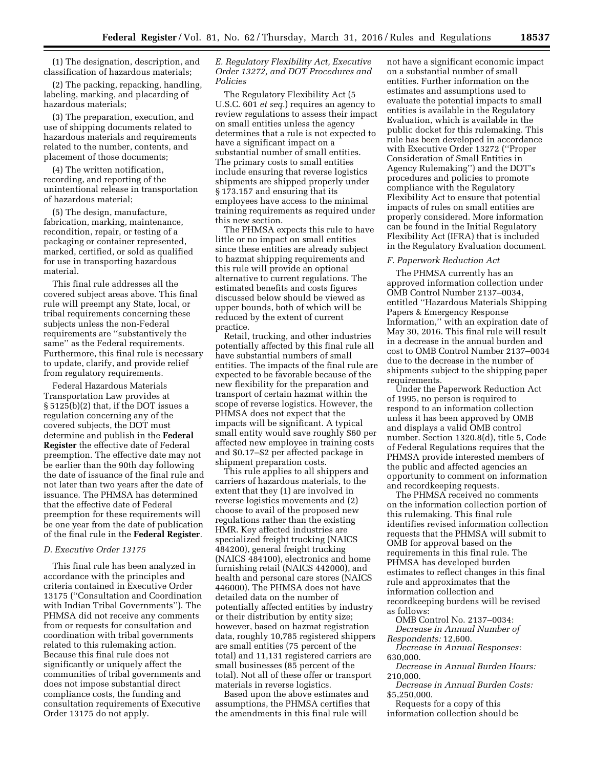(1) The designation, description, and classification of hazardous materials;

(2) The packing, repacking, handling, labeling, marking, and placarding of hazardous materials;

(3) The preparation, execution, and use of shipping documents related to hazardous materials and requirements related to the number, contents, and placement of those documents;

(4) The written notification, recording, and reporting of the unintentional release in transportation of hazardous material;

(5) The design, manufacture, fabrication, marking, maintenance, recondition, repair, or testing of a packaging or container represented, marked, certified, or sold as qualified for use in transporting hazardous material.

This final rule addresses all the covered subject areas above. This final rule will preempt any State, local, or tribal requirements concerning these subjects unless the non-Federal requirements are ''substantively the same'' as the Federal requirements. Furthermore, this final rule is necessary to update, clarify, and provide relief from regulatory requirements.

Federal Hazardous Materials Transportation Law provides at § 5125(b)(2) that, if the DOT issues a regulation concerning any of the covered subjects, the DOT must determine and publish in the **Federal Register** the effective date of Federal preemption. The effective date may not be earlier than the 90th day following the date of issuance of the final rule and not later than two years after the date of issuance. The PHMSA has determined that the effective date of Federal preemption for these requirements will be one year from the date of publication of the final rule in the **Federal Register**.

### *D. Executive Order 13175*

This final rule has been analyzed in accordance with the principles and criteria contained in Executive Order 13175 (''Consultation and Coordination with Indian Tribal Governments''). The PHMSA did not receive any comments from or requests for consultation and coordination with tribal governments related to this rulemaking action. Because this final rule does not significantly or uniquely affect the communities of tribal governments and does not impose substantial direct compliance costs, the funding and consultation requirements of Executive Order 13175 do not apply.

### *E. Regulatory Flexibility Act, Executive Order 13272, and DOT Procedures and Policies*

The Regulatory Flexibility Act (5 U.S.C. 601 *et seq.*) requires an agency to review regulations to assess their impact on small entities unless the agency determines that a rule is not expected to have a significant impact on a substantial number of small entities. The primary costs to small entities include ensuring that reverse logistics shipments are shipped properly under § 173.157 and ensuring that its employees have access to the minimal training requirements as required under this new section.

The PHMSA expects this rule to have little or no impact on small entities since these entities are already subject to hazmat shipping requirements and this rule will provide an optional alternative to current regulations. The estimated benefits and costs figures discussed below should be viewed as upper bounds, both of which will be reduced by the extent of current practice.

Retail, trucking, and other industries potentially affected by this final rule all have substantial numbers of small entities. The impacts of the final rule are expected to be favorable because of the new flexibility for the preparation and transport of certain hazmat within the scope of reverse logistics. However, the PHMSA does not expect that the impacts will be significant. A typical small entity would save roughly $60 per affected new employee in training costs and $0.17–$2 per affected package in shipment preparation costs.

This rule applies to all shippers and carriers of hazardous materials, to the extent that they (1) are involved in reverse logistics movements and (2) choose to avail of the proposed new regulations rather than the existing HMR. Key affected industries are specialized freight trucking (NAICS 484200), general freight trucking (NAICS 484100), electronics and home furnishing retail (NAICS 442000), and health and personal care stores (NAICS 446000). The PHMSA does not have detailed data on the number of potentially affected entities by industry or their distribution by entity size; however, based on hazmat registration data, roughly 10,785 registered shippers are small entities (75 percent of the total) and 11,131 registered carriers are small businesses (85 percent of the total). Not all of these offer or transport materials in reverse logistics.

Based upon the above estimates and assumptions, the PHMSA certifies that the amendments in this final rule will not have a significant economic impact on a substantial number of small entities. Further information on the estimates and assumptions used to evaluate the potential impacts to small entities is available in the Regulatory Evaluation, which is available in the public docket for this rulemaking. This rule has been developed in accordance with Executive Order 13272 (''Proper Consideration of Small Entities in Agency Rulemaking'') and the DOT's procedures and policies to promote compliance with the Regulatory Flexibility Act to ensure that potential impacts of rules on small entities are properly considered. More information can be found in the Initial Regulatory Flexibility Act (IFRA) that is included in the Regulatory Evaluation document.

### *F. Paperwork Reduction Act*

The PHMSA currently has an approved information collection under OMB Control Number 2137–0034, entitled ''Hazardous Materials Shipping Papers & Emergency Response Information,'' with an expiration date of May 30, 2016. This final rule will result in a decrease in the annual burden and cost to OMB Control Number 2137–0034 due to the decrease in the number of shipments subject to the shipping paper requirements.

Under the Paperwork Reduction Act of 1995, no person is required to respond to an information collection unless it has been approved by OMB and displays a valid OMB control number. Section 1320.8(d), title 5, Code of Federal Regulations requires that the PHMSA provide interested members of the public and affected agencies an opportunity to comment on information and recordkeeping requests.

The PHMSA received no comments on the information collection portion of this rulemaking. This final rule identifies revised information collection requests that the PHMSA will submit to OMB for approval based on the requirements in this final rule. The PHMSA has developed burden estimates to reflect changes in this final rule and approximates that the information collection and recordkeeping burdens will be revised as follows:

OMB Control No. 2137–0034:

*Decrease in Annual Number of Respondents:* 12,600.

*Decrease in Annual Responses:* 630,000.

*Decrease in Annual Burden Hours:* 210,000.

*Decrease in Annual Burden Costs:* $5,250,000.

Requests for a copy of this information collection should be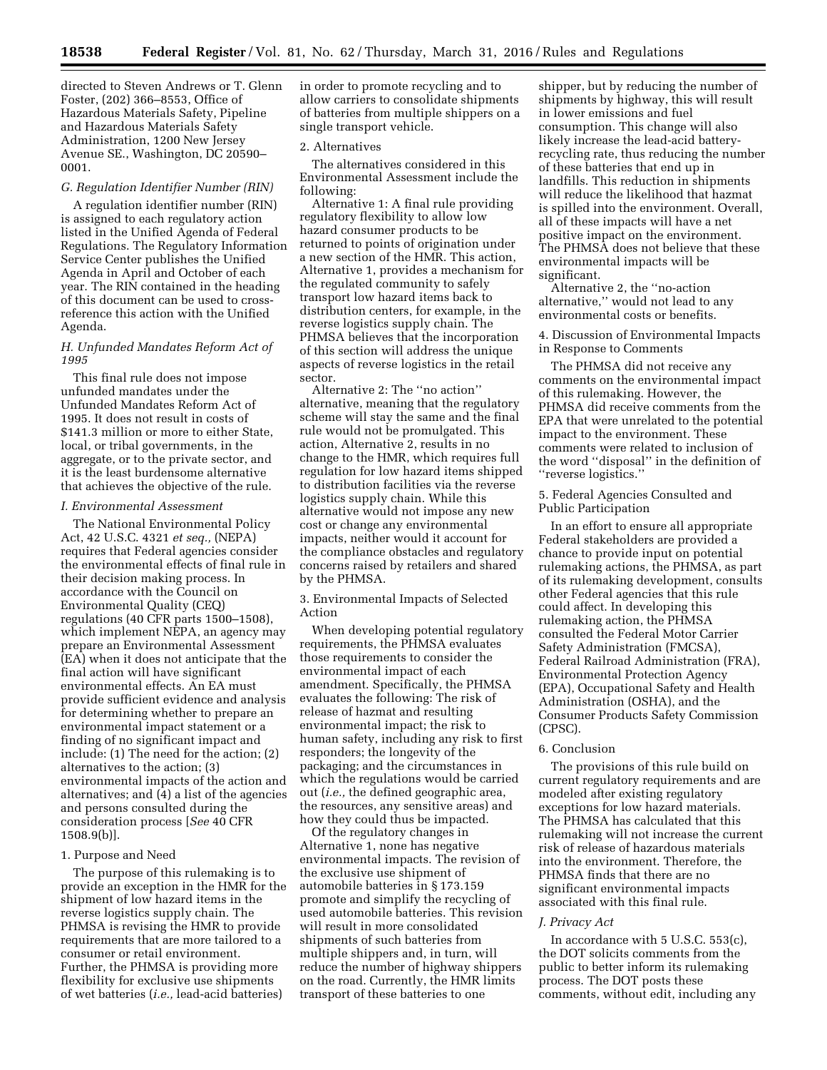directed to Steven Andrews or T. Glenn Foster, (202) 366–8553, Office of Hazardous Materials Safety, Pipeline and Hazardous Materials Safety Administration, 1200 New Jersey Avenue SE., Washington, DC 20590–0001.

### G. Regulation Identifier Number (RIN)

A regulation identifier number (RIN) is assigned to each regulatory action listed in the Unified Agenda of Federal Regulations. The Regulatory Information Service Center publishes the Unified Agenda in April and October of each year. The RIN contained in the heading of this document can be used to cross-reference this action with the Unified Agenda.

### H. Unfunded Mandates Reform Act of 1995

This final rule does not impose unfunded mandates under the Unfunded Mandates Reform Act of 1995. It does not result in costs of $141.3 million or more to either State, local, or tribal governments, in the aggregate, or to the private sector, and it is the least burdensome alternative that achieves the objective of the rule.

### I. Environmental Assessment

The National Environmental Policy Act, 42 U.S.C. 4321 *et seq.,* (NEPA) requires that Federal agencies consider the environmental effects of final rule in their decision making process. In accordance with the Council on Environmental Quality (CEQ) regulations (40 CFR parts 1500–1508), which implement NEPA, an agency may prepare an Environmental Assessment (EA) when it does not anticipate that the final action will have significant environmental effects. An EA must provide sufficient evidence and analysis for determining whether to prepare an environmental impact statement or a finding of no significant impact and include: (1) The need for the action; (2) alternatives to the action; (3) environmental impacts of the action and alternatives; and (4) a list of the agencies and persons consulted during the consideration process [*See* 40 CFR 1508.9(b)].

1. Purpose and Need

The purpose of this rulemaking is to provide an exception in the HMR for the shipment of low hazard items in the reverse logistics supply chain. The PHMSA is revising the HMR to provide requirements that are more tailored to a consumer or retail environment. Further, the PHMSA is providing more flexibility for exclusive use shipments of wet batteries (*i.e.,* lead-acid batteries) in order to promote recycling and to allow carriers to consolidate shipments of batteries from multiple shippers on a single transport vehicle.

2. Alternatives

The alternatives considered in this Environmental Assessment include the following:

Alternative 1: A final rule providing regulatory flexibility to allow low hazard consumer products to be returned to points of origination under a new section of the HMR. This action, Alternative 1, provides a mechanism for the regulated community to safely transport low hazard items back to distribution centers, for example, in the reverse logistics supply chain. The PHMSA believes that the incorporation of this section will address the unique aspects of reverse logistics in the retail sector.

Alternative 2: The ''no action'' alternative, meaning that the regulatory scheme will stay the same and the final rule would not be promulgated. This action, Alternative 2, results in no change to the HMR, which requires full regulation for low hazard items shipped to distribution facilities via the reverse logistics supply chain. While this alternative would not impose any new cost or change any environmental impacts, neither would it account for the compliance obstacles and regulatory concerns raised by retailers and shared by the PHMSA.

3. Environmental Impacts of Selected Action

When developing potential regulatory requirements, the PHMSA evaluates those requirements to consider the environmental impact of each amendment. Specifically, the PHMSA evaluates the following: The risk of release of hazmat and resulting environmental impact; the risk to human safety, including any risk to first responders; the longevity of the packaging; and the circumstances in which the regulations would be carried out (*i.e.,* the defined geographic area, the resources, any sensitive areas) and how they could thus be impacted.

Of the regulatory changes in Alternative 1, none has negative environmental impacts. The revision of the exclusive use shipment of automobile batteries in § 173.159 promote and simplify the recycling of used automobile batteries. This revision will result in more consolidated shipments of such batteries from multiple shippers and, in turn, will reduce the number of highway shippers on the road. Currently, the HMR limits transport of these batteries to one shipper, but by reducing the number of shipments by highway, this will result in lower emissions and fuel consumption. This change will also likely increase the lead-acid battery-recycling rate, thus reducing the number of these batteries that end up in landfills. This reduction in shipments will reduce the likelihood that hazmat is spilled into the environment. Overall, all of these impacts will have a net positive impact on the environment. The PHMSA does not believe that these environmental impacts will be significant.

Alternative 2, the ''no-action alternative,'' would not lead to any environmental costs or benefits.

4. Discussion of Environmental Impacts in Response to Comments

The PHMSA did not receive any comments on the environmental impact of this rulemaking. However, the PHMSA did receive comments from the EPA that were unrelated to the potential impact to the environment. These comments were related to inclusion of the word ''disposal'' in the definition of ''reverse logistics.''

5. Federal Agencies Consulted and Public Participation

In an effort to ensure all appropriate Federal stakeholders are provided a chance to provide input on potential rulemaking actions, the PHMSA, as part of its rulemaking development, consults other Federal agencies that this rule could affect. In developing this rulemaking action, the PHMSA consulted the Federal Motor Carrier Safety Administration (FMCSA), Federal Railroad Administration (FRA), Environmental Protection Agency (EPA), Occupational Safety and Health Administration (OSHA), and the Consumer Products Safety Commission (CPSC).

6. Conclusion

The provisions of this rule build on current regulatory requirements and are modeled after existing regulatory exceptions for low hazard materials. The PHMSA has calculated that this rulemaking will not increase the current risk of release of hazardous materials into the environment. Therefore, the PHMSA finds that there are no significant environmental impacts associated with this final rule.

### J. Privacy Act

In accordance with 5 U.S.C. 553(c), the DOT solicits comments from the public to better inform its rulemaking process. The DOT posts these comments, without edit, including any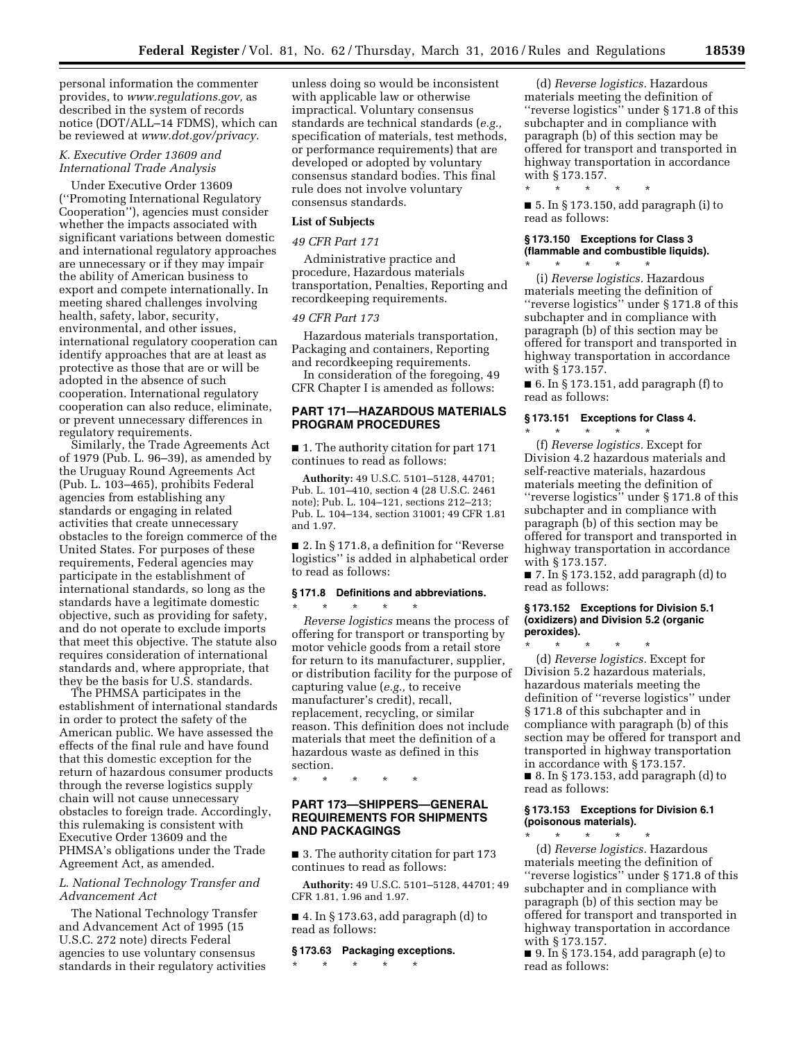personal information the commenter provides, to *www.regulations.gov,* as described in the system of records notice (DOT/ALL–14 FDMS), which can be reviewed at *www.dot.gov/privacy.*

### *K. Executive Order 13609 and International Trade Analysis*

Under Executive Order 13609 (''Promoting International Regulatory Cooperation''), agencies must consider whether the impacts associated with significant variations between domestic and international regulatory approaches are unnecessary or if they may impair the ability of American business to export and compete internationally. In meeting shared challenges involving health, safety, labor, security, environmental, and other issues, international regulatory cooperation can identify approaches that are at least as protective as those that are or will be adopted in the absence of such cooperation. International regulatory cooperation can also reduce, eliminate, or prevent unnecessary differences in regulatory requirements.

Similarly, the Trade Agreements Act of 1979 (Pub. L. 96–39), as amended by the Uruguay Round Agreements Act (Pub. L. 103–465), prohibits Federal agencies from establishing any standards or engaging in related activities that create unnecessary obstacles to the foreign commerce of the United States. For purposes of these requirements, Federal agencies may participate in the establishment of international standards, so long as the standards have a legitimate domestic objective, such as providing for safety, and do not operate to exclude imports that meet this objective. The statute also requires consideration of international standards and, where appropriate, that they be the basis for U.S. standards.

The PHMSA participates in the establishment of international standards in order to protect the safety of the American public. We have assessed the effects of the final rule and have found that this domestic exception for the return of hazardous consumer products through the reverse logistics supply chain will not cause unnecessary obstacles to foreign trade. Accordingly, this rulemaking is consistent with Executive Order 13609 and the PHMSA's obligations under the Trade Agreement Act, as amended.

### *L. National Technology Transfer and Advancement Act*

The National Technology Transfer and Advancement Act of 1995 (15 U.S.C. 272 note) directs Federal agencies to use voluntary consensus standards in their regulatory activities unless doing so would be inconsistent with applicable law or otherwise impractical. Voluntary consensus standards are technical standards (*e.g.,* specification of materials, test methods, or performance requirements) that are developed or adopted by voluntary consensus standard bodies. This final rule does not involve voluntary consensus standards.

**List of Subjects**

*49 CFR Part 171*

Administrative practice and procedure, Hazardous materials transportation, Penalties, Reporting and recordkeeping requirements.

*49 CFR Part 173*

Hazardous materials transportation, Packaging and containers, Reporting and recordkeeping requirements.

In consideration of the foregoing, 49 CFR Chapter I is amended as follows:

## PART 171—HAZARDOUS MATERIALS PROGRAM PROCEDURES

■ 1. The authority citation for part 171 continues to read as follows:

**Authority:** 49 U.S.C. 5101–5128, 44701; Pub. L. 101–410, section 4 (28 U.S.C. 2461 note); Pub. L. 104–121, sections 212–213; Pub. L. 104–134, section 31001; 49 CFR 1.81 and 1.97.

■ 2. In § 171.8, a definition for ''Reverse logistics'' is added in alphabetical order to read as follows:

**§ 171.8 Definitions and abbreviations.**

\* \* \* \* \*

*Reverse logistics* means the process of offering for transport or transporting by motor vehicle goods from a retail store for return to its manufacturer, supplier, or distribution facility for the purpose of capturing value (*e.g.,* to receive manufacturer's credit), recall, replacement, recycling, or similar reason. This definition does not include materials that meet the definition of a hazardous waste as defined in this section.

\* \* \* \* \*

## PART 173—SHIPPERS—GENERAL REQUIREMENTS FOR SHIPMENTS AND PACKAGINGS

■ 3. The authority citation for part 173 continues to read as follows:

**Authority:** 49 U.S.C. 5101–5128, 44701; 49 CFR 1.81, 1.96 and 1.97.

■ 4. In § 173.63, add paragraph (d) to read as follows:

**§ 173.63 Packaging exceptions.**

\* \* \* \* \*

(d) *Reverse logistics.* Hazardous materials meeting the definition of ''reverse logistics'' under § 171.8 of this subchapter and in compliance with paragraph (b) of this section may be offered for transport and transported in highway transportation in accordance with § 173.157.

\* \* \* \* \*

■ 5. In § 173.150, add paragraph (i) to read as follows:

**§ 173.150 Exceptions for Class 3 (flammable and combustible liquids).**

\* \* \* \* \*

(i) *Reverse logistics.* Hazardous materials meeting the definition of ''reverse logistics'' under § 171.8 of this subchapter and in compliance with paragraph (b) of this section may be offered for transport and transported in highway transportation in accordance with § 173.157.

■ 6. In § 173.151, add paragraph (f) to read as follows:

**§ 173.151 Exceptions for Class 4.**

\* \* \* \* \*

(f) *Reverse logistics.* Except for Division 4.2 hazardous materials and self-reactive materials, hazardous materials meeting the definition of ''reverse logistics'' under § 171.8 of this subchapter and in compliance with paragraph (b) of this section may be offered for transport and transported in highway transportation in accordance with § 173.157.

■ 7. In § 173.152, add paragraph (d) to read as follows:

**§ 173.152 Exceptions for Division 5.1 (oxidizers) and Division 5.2 (organic peroxides).**

\* \* \* \* \*

(d) *Reverse logistics.* Except for Division 5.2 hazardous materials, hazardous materials meeting the definition of ''reverse logistics'' under § 171.8 of this subchapter and in compliance with paragraph (b) of this section may be offered for transport and transported in highway transportation in accordance with § 173.157.

■ 8. In § 173.153, add paragraph (d) to read as follows:

**§ 173.153 Exceptions for Division 6.1 (poisonous materials).**

\* \* \* \* \*

(d) *Reverse logistics.* Hazardous materials meeting the definition of ''reverse logistics'' under § 171.8 of this subchapter and in compliance with paragraph (b) of this section may be offered for transport and transported in highway transportation in accordance with § 173.157.

■ 9. In § 173.154, add paragraph (e) to read as follows: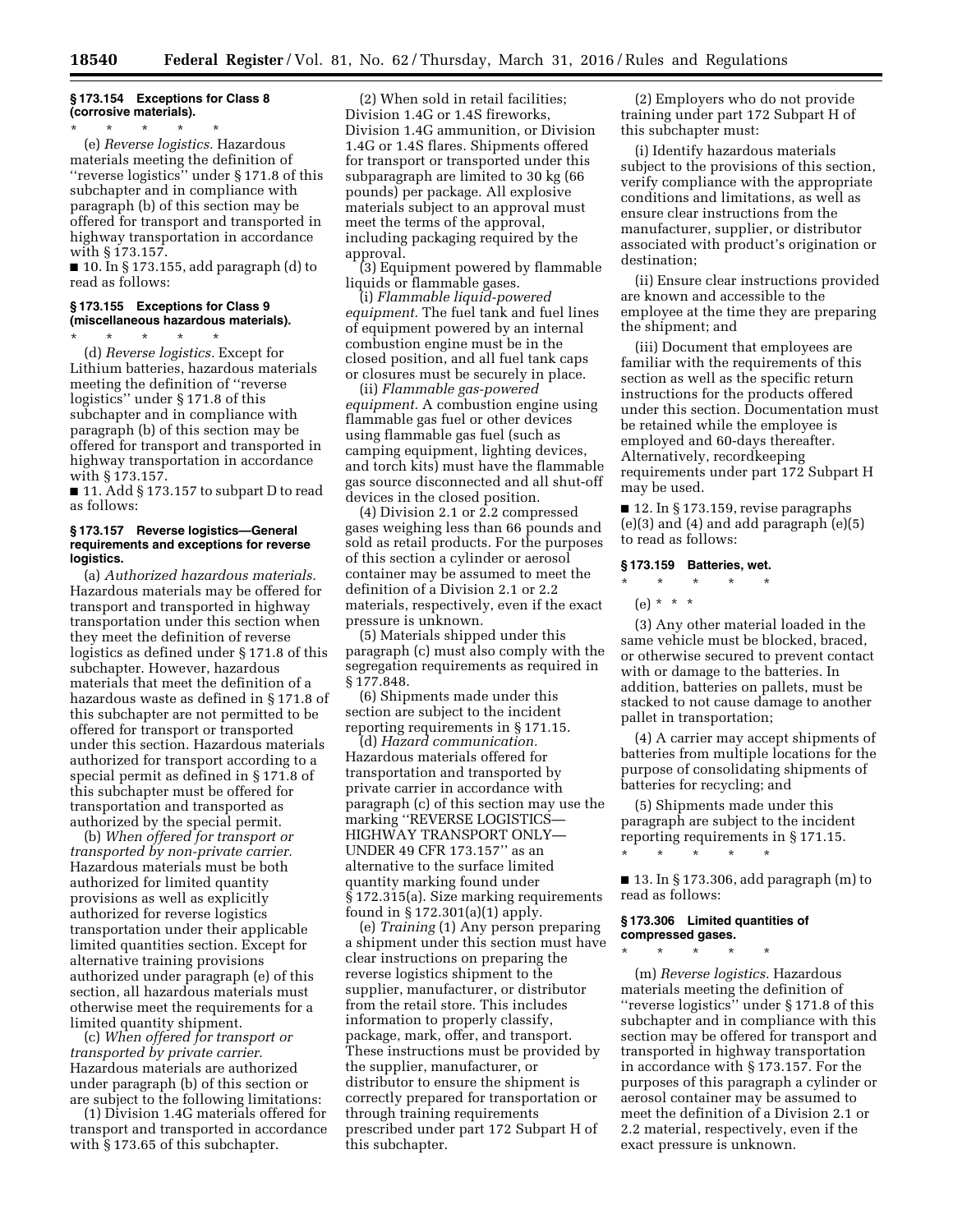### § 173.154 Exceptions for Class 8 (corrosive materials).

\* \* \* \* \*

(e) *Reverse logistics.* Hazardous materials meeting the definition of ''reverse logistics'' under § 171.8 of this subchapter and in compliance with paragraph (b) of this section may be offered for transport and transported in highway transportation in accordance with § 173.157.

■ 10. In § 173.155, add paragraph (d) to read as follows:

### § 173.155 Exceptions for Class 9 (miscellaneous hazardous materials).

\* \* \* \* \*

(d) *Reverse logistics.* Except for Lithium batteries, hazardous materials meeting the definition of ''reverse logistics'' under § 171.8 of this subchapter and in compliance with paragraph (b) of this section may be offered for transport and transported in highway transportation in accordance with § 173.157.

■ 11. Add § 173.157 to subpart D to read as follows:

### § 173.157 Reverse logistics—General requirements and exceptions for reverse logistics.

(a) *Authorized hazardous materials.* Hazardous materials may be offered for transport and transported in highway transportation under this section when they meet the definition of reverse logistics as defined under § 171.8 of this subchapter. However, hazardous materials that meet the definition of a hazardous waste as defined in § 171.8 of this subchapter are not permitted to be offered for transport or transported under this section. Hazardous materials authorized for transport according to a special permit as defined in § 171.8 of this subchapter must be offered for transportation and transported as authorized by the special permit.

(b) *When offered for transport or transported by non-private carrier.* Hazardous materials must be both authorized for limited quantity provisions as well as explicitly authorized for reverse logistics transportation under their applicable limited quantities section. Except for alternative training provisions authorized under paragraph (e) of this section, all hazardous materials must otherwise meet the requirements for a limited quantity shipment.

(c) *When offered for transport or transported by private carrier.* Hazardous materials are authorized under paragraph (b) of this section or are subject to the following limitations:

(1) Division 1.4G materials offered for transport and transported in accordance with § 173.65 of this subchapter.

(2) When sold in retail facilities; Division 1.4G or 1.4S fireworks, Division 1.4G ammunition, or Division 1.4G or 1.4S flares. Shipments offered for transport or transported under this subparagraph are limited to 30 kg (66 pounds) per package. All explosive materials subject to an approval must meet the terms of the approval, including packaging required by the approval.

(3) Equipment powered by flammable liquids or flammable gases.

(i) *Flammable liquid-powered equipment.* The fuel tank and fuel lines of equipment powered by an internal combustion engine must be in the closed position, and all fuel tank caps or closures must be securely in place.

(ii) *Flammable gas-powered equipment.* A combustion engine using flammable gas fuel or other devices using flammable gas fuel (such as camping equipment, lighting devices, and torch kits) must have the flammable gas source disconnected and all shut-off devices in the closed position.

(4) Division 2.1 or 2.2 compressed gases weighing less than 66 pounds and sold as retail products. For the purposes of this section a cylinder or aerosol container may be assumed to meet the definition of a Division 2.1 or 2.2 materials, respectively, even if the exact pressure is unknown.

(5) Materials shipped under this paragraph (c) must also comply with the segregation requirements as required in § 177.848.

(6) Shipments made under this section are subject to the incident reporting requirements in § 171.15.

(d) *Hazard communication.* Hazardous materials offered for transportation and transported by private carrier in accordance with paragraph (c) of this section may use the marking ''REVERSE LOGISTICS—HIGHWAY TRANSPORT ONLY—UNDER 49 CFR 173.157'' as an alternative to the surface limited quantity marking found under § 172.315(a). Size marking requirements found in § 172.301(a)(1) apply.

(e) *Training* (1) Any person preparing a shipment under this section must have clear instructions on preparing the reverse logistics shipment to the supplier, manufacturer, or distributor from the retail store. This includes information to properly classify, package, mark, offer, and transport. These instructions must be provided by the supplier, manufacturer, or distributor to ensure the shipment is correctly prepared for transportation or through training requirements prescribed under part 172 Subpart H of this subchapter.

(2) Employers who do not provide training under part 172 Subpart H of this subchapter must:

(i) Identify hazardous materials subject to the provisions of this section, verify compliance with the appropriate conditions and limitations, as well as ensure clear instructions from the manufacturer, supplier, or distributor associated with product's origination or destination;

(ii) Ensure clear instructions provided are known and accessible to the employee at the time they are preparing the shipment; and

(iii) Document that employees are familiar with the requirements of this section as well as the specific return instructions for the products offered under this section. Documentation must be retained while the employee is employed and 60-days thereafter. Alternatively, recordkeeping requirements under part 172 Subpart H may be used.

■ 12. In § 173.159, revise paragraphs (e)(3) and (4) and add paragraph (e)(5) to read as follows:

### § 173.159 Batteries, wet.

\* \* \* \* \*

(e) \* \* \*

(3) Any other material loaded in the same vehicle must be blocked, braced, or otherwise secured to prevent contact with or damage to the batteries. In addition, batteries on pallets, must be stacked to not cause damage to another pallet in transportation;

(4) A carrier may accept shipments of batteries from multiple locations for the purpose of consolidating shipments of batteries for recycling; and

(5) Shipments made under this paragraph are subject to the incident reporting requirements in § 171.15.

\* \* \* \* \*

■ 13. In § 173.306, add paragraph (m) to read as follows:

### § 173.306 Limited quantities of compressed gases.

\* \* \* \* \*

(m) *Reverse logistics.* Hazardous materials meeting the definition of ''reverse logistics'' under § 171.8 of this subchapter and in compliance with this section may be offered for transport and transported in highway transportation in accordance with § 173.157. For the purposes of this paragraph a cylinder or aerosol container may be assumed to meet the definition of a Division 2.1 or 2.2 material, respectively, even if the exact pressure is unknown.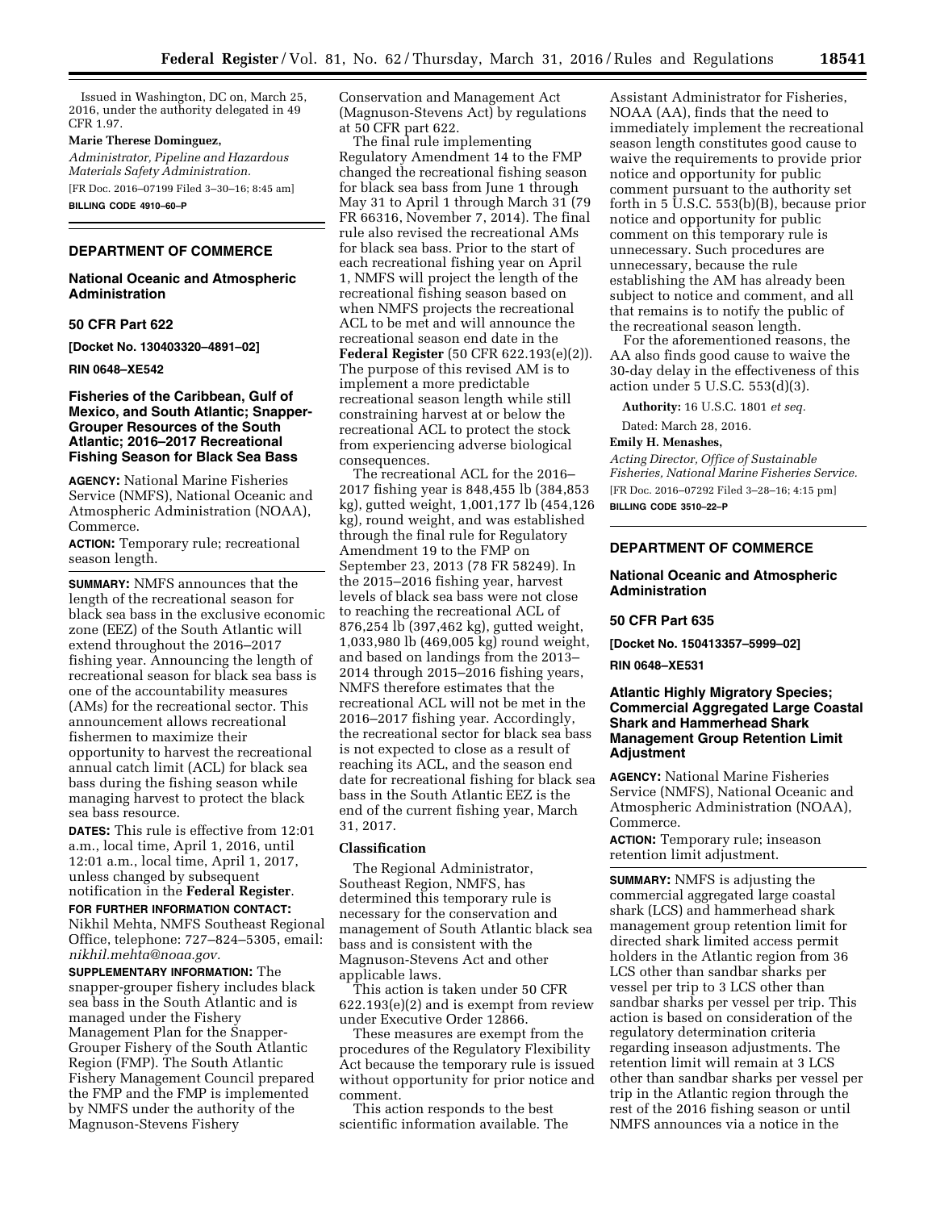Issued in Washington, DC on, March 25, 2016, under the authority delegated in 49 CFR 1.97.

**Marie Therese Dominguez,**

*Administrator, Pipeline and Hazardous Materials Safety Administration.*

[FR Doc. 2016–07199 Filed 3–30–16; 8:45 am]

**BILLING CODE 4910–60–P**

---

## DEPARTMENT OF COMMERCE

### National Oceanic and Atmospheric Administration

### 50 CFR Part 622

**[Docket No. 130403320–4891–02]**

**RIN 0648–XE542**

### Fisheries of the Caribbean, Gulf of Mexico, and South Atlantic; Snapper-Grouper Resources of the South Atlantic; 2016–2017 Recreational Fishing Season for Black Sea Bass

**AGENCY:** National Marine Fisheries Service (NMFS), National Oceanic and Atmospheric Administration (NOAA), Commerce.

**ACTION:** Temporary rule; recreational season length.

**SUMMARY:** NMFS announces that the length of the recreational season for black sea bass in the exclusive economic zone (EEZ) of the South Atlantic will extend throughout the 2016–2017 fishing year. Announcing the length of recreational season for black sea bass is one of the accountability measures (AMs) for the recreational sector. This announcement allows recreational fishermen to maximize their opportunity to harvest the recreational annual catch limit (ACL) for black sea bass during the fishing season while managing harvest to protect the black sea bass resource.

**DATES:** This rule is effective from 12:01 a.m., local time, April 1, 2016, until 12:01 a.m., local time, April 1, 2017, unless changed by subsequent notification in the **Federal Register**.

**FOR FURTHER INFORMATION CONTACT:** Nikhil Mehta, NMFS Southeast Regional Office, telephone: 727–824–5305, email: *nikhil.mehta@noaa.gov.*

**SUPPLEMENTARY INFORMATION:** The snapper-grouper fishery includes black sea bass in the South Atlantic and is managed under the Fishery Management Plan for the Snapper-Grouper Fishery of the South Atlantic Region (FMP). The South Atlantic Fishery Management Council prepared the FMP and the FMP is implemented by NMFS under the authority of the Magnuson-Stevens Fishery Conservation and Management Act (Magnuson-Stevens Act) by regulations at 50 CFR part 622.

The final rule implementing Regulatory Amendment 14 to the FMP changed the recreational fishing season for black sea bass from June 1 through May 31 to April 1 through March 31 (79 FR 66316, November 7, 2014). The final rule also revised the recreational AMs for black sea bass. Prior to the start of each recreational fishing year on April 1, NMFS will project the length of the recreational fishing season based on when NMFS projects the recreational ACL to be met and will announce the recreational season end date in the **Federal Register** (50 CFR 622.193(e)(2)). The purpose of this revised AM is to implement a more predictable recreational season length while still constraining harvest at or below the recreational ACL to protect the stock from experiencing adverse biological consequences.

The recreational ACL for the 2016–2017 fishing year is 848,455 lb (384,853 kg), gutted weight, 1,001,177 lb (454,126 kg), round weight, and was established through the final rule for Regulatory Amendment 19 to the FMP on September 23, 2013 (78 FR 58249). In the 2015–2016 fishing year, harvest levels of black sea bass were not close to reaching the recreational ACL of 876,254 lb (397,462 kg), gutted weight, 1,033,980 lb (469,005 kg) round weight, and based on landings from the 2013–2014 through 2015–2016 fishing years, NMFS therefore estimates that the recreational ACL will not be met in the 2016–2017 fishing year. Accordingly, the recreational sector for black sea bass is not expected to close as a result of reaching its ACL, and the season end date for recreational fishing for black sea bass in the South Atlantic EEZ is the end of the current fishing year, March 31, 2017.

#### Classification

The Regional Administrator, Southeast Region, NMFS, has determined this temporary rule is necessary for the conservation and management of South Atlantic black sea bass and is consistent with the Magnuson-Stevens Act and other applicable laws.

This action is taken under 50 CFR 622.193(e)(2) and is exempt from review under Executive Order 12866.

These measures are exempt from the procedures of the Regulatory Flexibility Act because the temporary rule is issued without opportunity for prior notice and comment.

This action responds to the best scientific information available. The Assistant Administrator for Fisheries, NOAA (AA), finds that the need to immediately implement the recreational season length constitutes good cause to waive the requirements to provide prior notice and opportunity for public comment pursuant to the authority set forth in 5 U.S.C. 553(b)(B), because prior notice and opportunity for public comment on this temporary rule is unnecessary. Such procedures are unnecessary, because the rule establishing the AM has already been subject to notice and comment, and all that remains is to notify the public of the recreational season length.

For the aforementioned reasons, the AA also finds good cause to waive the 30-day delay in the effectiveness of this action under 5 U.S.C. 553(d)(3).

**Authority:** 16 U.S.C. 1801 *et seq.*

Dated: March 28, 2016.

**Emily H. Menashes,**

*Acting Director, Office of Sustainable Fisheries, National Marine Fisheries Service.*

[FR Doc. 2016–07292 Filed 3–28–16; 4:15 pm]

**BILLING CODE 3510–22–P**

---

## DEPARTMENT OF COMMERCE

### National Oceanic and Atmospheric Administration

### 50 CFR Part 635

**[Docket No. 150413357–5999–02]**

**RIN 0648–XE531**

### Atlantic Highly Migratory Species; Commercial Aggregated Large Coastal Shark and Hammerhead Shark Management Group Retention Limit Adjustment

**AGENCY:** National Marine Fisheries Service (NMFS), National Oceanic and Atmospheric Administration (NOAA), Commerce.

**ACTION:** Temporary rule; inseason retention limit adjustment.

**SUMMARY:** NMFS is adjusting the commercial aggregated large coastal shark (LCS) and hammerhead shark management group retention limit for directed shark limited access permit holders in the Atlantic region from 36 LCS other than sandbar sharks per vessel per trip to 3 LCS other than sandbar sharks per vessel per trip. This action is based on consideration of the regulatory determination criteria regarding inseason adjustments. The retention limit will remain at 3 LCS other than sandbar sharks per vessel per trip in the Atlantic region through the rest of the 2016 fishing season or until NMFS announces via a notice in the